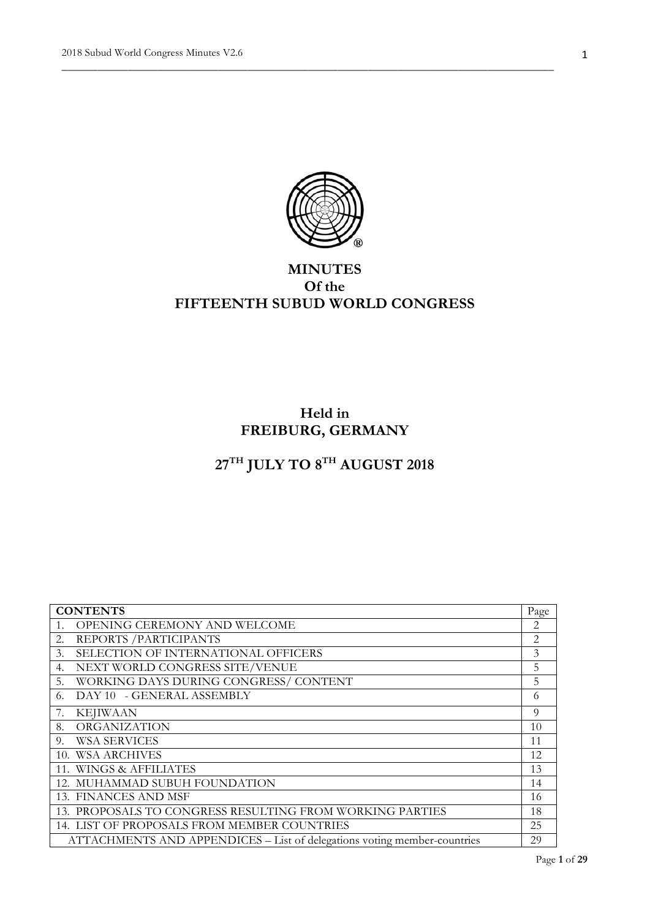# MINUTES
# Of the
# FIFTEENTH SUBUD WORLD CONGRESS

## Held in
## FREIBURG, GERMANY

## 27TH JULY TO 8TH AUGUST 2018

| CONTENTS | Page |
|---|---|
| 1. OPENING CEREMONY AND WELCOME | 2 |
| 2. REPORTS /PARTICIPANTS | 2 |
| 3. SELECTION OF INTERNATIONAL OFFICERS | 3 |
| 4. NEXT WORLD CONGRESS SITE/VENUE | 5 |
| 5. WORKING DAYS DURING CONGRESS/ CONTENT | 5 |
| 6. DAY 10 - GENERAL ASSEMBLY | 6 |
| 7. KEJIWAAN | 9 |
| 8. ORGANIZATION | 10 |
| 9. WSA SERVICES | 11 |
| 10. WSA ARCHIVES | 12 |
| 11. WINGS & AFFILIATES | 13 |
| 12. MUHAMMAD SUBUH FOUNDATION | 14 |
| 13. FINANCES AND MSF | 16 |
| 13. PROPOSALS TO CONGRESS RESULTING FROM WORKING PARTIES | 18 |
| 14. LIST OF PROPOSALS FROM MEMBER COUNTRIES | 25 |
| ATTACHMENTS AND APPENDICES – List of delegations voting member-countries | 29 |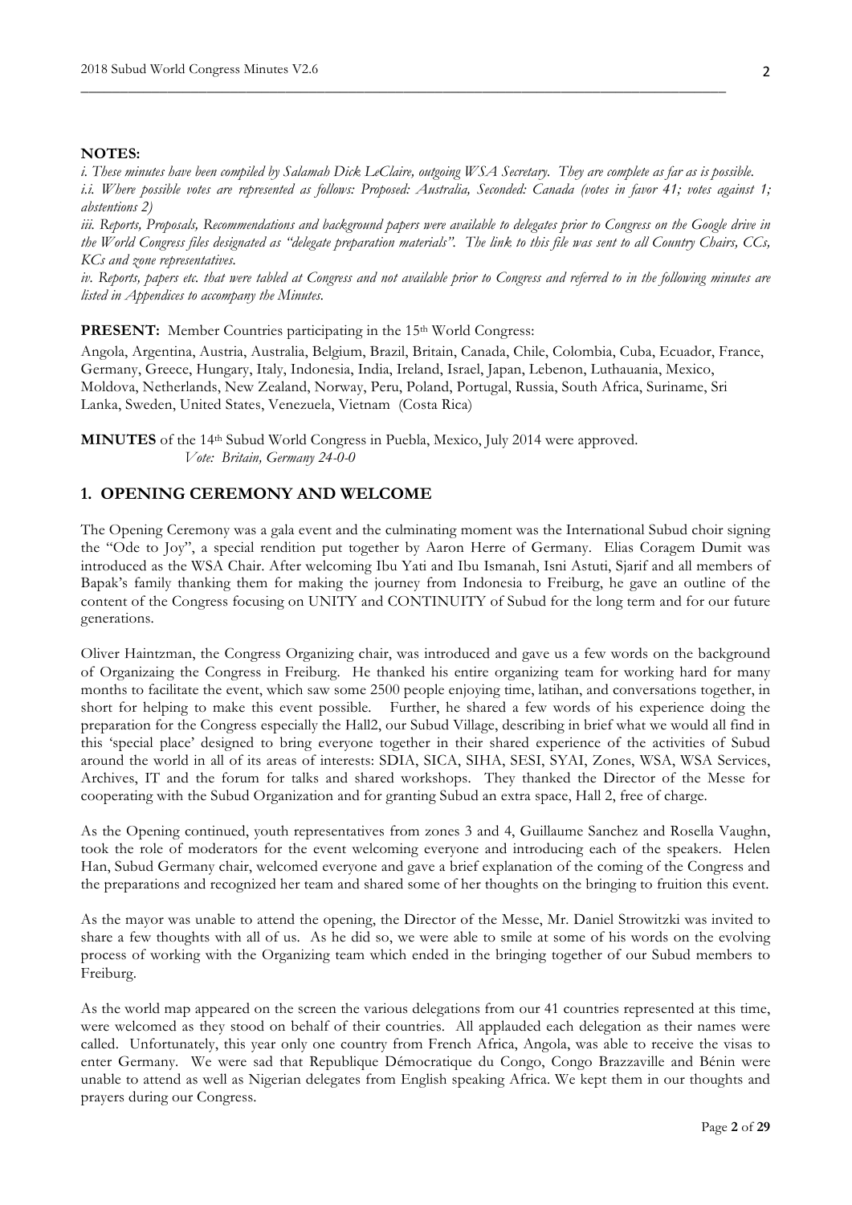**NOTES:**

*i. These minutes have been compiled by Salamah Dick LeClaire, outgoing WSA Secretary. They are complete as far as is possible.*

*i.i. Where possible votes are represented as follows: Proposed: Australia, Seconded: Canada (votes in favor 41; votes against 1; abstentions 2)*

*iii. Reports, Proposals, Recommendations and background papers were available to delegates prior to Congress on the Google drive in the World Congress files designated as "delegate preparation materials". The link to this file was sent to all Country Chairs, CCs, KCs and zone representatives.*

*iv. Reports, papers etc. that were tabled at Congress and not available prior to Congress and referred to in the following minutes are listed in Appendices to accompany the Minutes.*

**PRESENT:** Member Countries participating in the 15th World Congress:

Angola, Argentina, Austria, Australia, Belgium, Brazil, Britain, Canada, Chile, Colombia, Cuba, Ecuador, France, Germany, Greece, Hungary, Italy, Indonesia, India, Ireland, Israel, Japan, Lebenon, Luthauania, Mexico, Moldova, Netherlands, New Zealand, Norway, Peru, Poland, Portugal, Russia, South Africa, Suriname, Sri Lanka, Sweden, United States, Venezuela, Vietnam (Costa Rica)

**MINUTES** of the 14th Subud World Congress in Puebla, Mexico, July 2014 were approved.
*Vote: Britain, Germany 24-0-0*

## 1. OPENING CEREMONY AND WELCOME

The Opening Ceremony was a gala event and the culminating moment was the International Subud choir signing the "Ode to Joy", a special rendition put together by Aaron Herre of Germany. Elias Coragem Dumit was introduced as the WSA Chair. After welcoming Ibu Yati and Ibu Ismanah, Isni Astuti, Sjarif and all members of Bapak's family thanking them for making the journey from Indonesia to Freiburg, he gave an outline of the content of the Congress focusing on UNITY and CONTINUITY of Subud for the long term and for our future generations.

Oliver Haintzman, the Congress Organizing chair, was introduced and gave us a few words on the background of Organizaing the Congress in Freiburg. He thanked his entire organizing team for working hard for many months to facilitate the event, which saw some 2500 people enjoying time, latihan, and conversations together, in short for helping to make this event possible. Further, he shared a few words of his experience doing the preparation for the Congress especially the Hall2, our Subud Village, describing in brief what we would all find in this 'special place' designed to bring everyone together in their shared experience of the activities of Subud around the world in all of its areas of interests: SDIA, SICA, SIHA, SESI, SYAI, Zones, WSA, WSA Services, Archives, IT and the forum for talks and shared workshops. They thanked the Director of the Messe for cooperating with the Subud Organization and for granting Subud an extra space, Hall 2, free of charge.

As the Opening continued, youth representatives from zones 3 and 4, Guillaume Sanchez and Rosella Vaughn, took the role of moderators for the event welcoming everyone and introducing each of the speakers. Helen Han, Subud Germany chair, welcomed everyone and gave a brief explanation of the coming of the Congress and the preparations and recognized her team and shared some of her thoughts on the bringing to fruition this event.

As the mayor was unable to attend the opening, the Director of the Messe, Mr. Daniel Strowitzki was invited to share a few thoughts with all of us. As he did so, we were able to smile at some of his words on the evolving process of working with the Organizing team which ended in the bringing together of our Subud members to Freiburg.

As the world map appeared on the screen the various delegations from our 41 countries represented at this time, were welcomed as they stood on behalf of their countries. All applauded each delegation as their names were called. Unfortunately, this year only one country from French Africa, Angola, was able to receive the visas to enter Germany. We were sad that Republique Démocratique du Congo, Congo Brazzaville and Bénin were unable to attend as well as Nigerian delegates from English speaking Africa. We kept them in our thoughts and prayers during our Congress.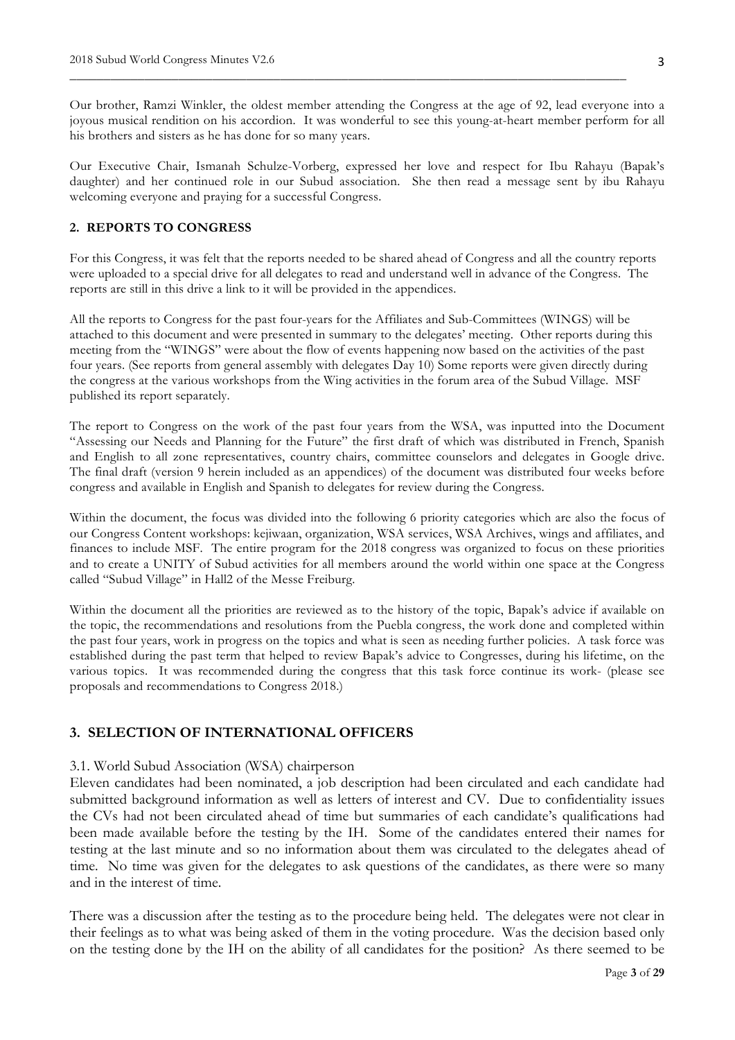Our brother, Ramzi Winkler, the oldest member attending the Congress at the age of 92, lead everyone into a joyous musical rendition on his accordion. It was wonderful to see this young-at-heart member perform for all his brothers and sisters as he has done for so many years.

Our Executive Chair, Ismanah Schulze-Vorberg, expressed her love and respect for Ibu Rahayu (Bapak's daughter) and her continued role in our Subud association. She then read a message sent by ibu Rahayu welcoming everyone and praying for a successful Congress.

## 2. REPORTS TO CONGRESS

For this Congress, it was felt that the reports needed to be shared ahead of Congress and all the country reports were uploaded to a special drive for all delegates to read and understand well in advance of the Congress. The reports are still in this drive a link to it will be provided in the appendices.

All the reports to Congress for the past four-years for the Affiliates and Sub-Committees (WINGS) will be attached to this document and were presented in summary to the delegates' meeting. Other reports during this meeting from the "WINGS" were about the flow of events happening now based on the activities of the past four years. (See reports from general assembly with delegates Day 10) Some reports were given directly during the congress at the various workshops from the Wing activities in the forum area of the Subud Village. MSF published its report separately.

The report to Congress on the work of the past four years from the WSA, was inputted into the Document "Assessing our Needs and Planning for the Future" the first draft of which was distributed in French, Spanish and English to all zone representatives, country chairs, committee counselors and delegates in Google drive. The final draft (version 9 herein included as an appendices) of the document was distributed four weeks before congress and available in English and Spanish to delegates for review during the Congress.

Within the document, the focus was divided into the following 6 priority categories which are also the focus of our Congress Content workshops: kejiwaan, organization, WSA services, WSA Archives, wings and affiliates, and finances to include MSF. The entire program for the 2018 congress was organized to focus on these priorities and to create a UNITY of Subud activities for all members around the world within one space at the Congress called "Subud Village" in Hall2 of the Messe Freiburg.

Within the document all the priorities are reviewed as to the history of the topic, Bapak's advice if available on the topic, the recommendations and resolutions from the Puebla congress, the work done and completed within the past four years, work in progress on the topics and what is seen as needing further policies. A task force was established during the past term that helped to review Bapak's advice to Congresses, during his lifetime, on the various topics. It was recommended during the congress that this task force continue its work- (please see proposals and recommendations to Congress 2018.)

## 3. SELECTION OF INTERNATIONAL OFFICERS

3.1. World Subud Association (WSA) chairperson

Eleven candidates had been nominated, a job description had been circulated and each candidate had submitted background information as well as letters of interest and CV. Due to confidentiality issues the CVs had not been circulated ahead of time but summaries of each candidate's qualifications had been made available before the testing by the IH. Some of the candidates entered their names for testing at the last minute and so no information about them was circulated to the delegates ahead of time. No time was given for the delegates to ask questions of the candidates, as there were so many and in the interest of time.

There was a discussion after the testing as to the procedure being held. The delegates were not clear in their feelings as to what was being asked of them in the voting procedure. Was the decision based only on the testing done by the IH on the ability of all candidates for the position? As there seemed to be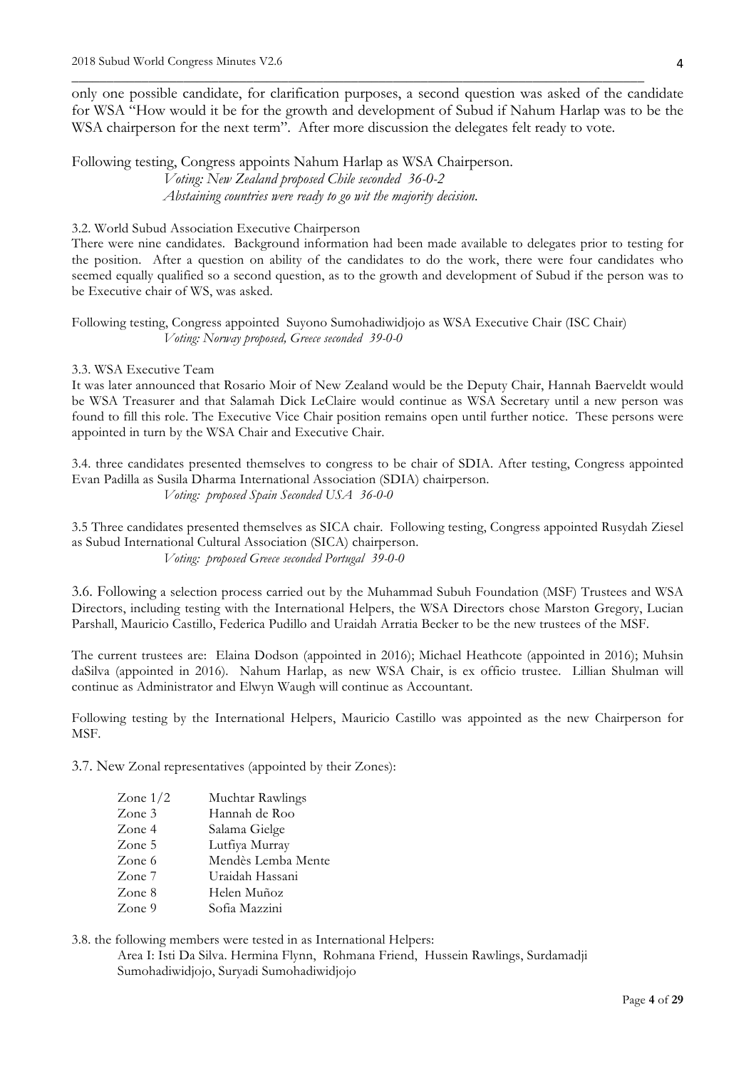only one possible candidate, for clarification purposes, a second question was asked of the candidate for WSA "How would it be for the growth and development of Subud if Nahum Harlap was to be the WSA chairperson for the next term". After more discussion the delegates felt ready to vote.

Following testing, Congress appoints Nahum Harlap as WSA Chairperson.

*Voting: New Zealand proposed Chile seconded 36-0-2*
*Abstaining countries were ready to go wit the majority decision.*

3.2. World Subud Association Executive Chairperson

There were nine candidates. Background information had been made available to delegates prior to testing for the position. After a question on ability of the candidates to do the work, there were four candidates who seemed equally qualified so a second question, as to the growth and development of Subud if the person was to be Executive chair of WS, was asked.

Following testing, Congress appointed Suyono Sumohadiwidjojo as WSA Executive Chair (ISC Chair)

*Voting: Norway proposed, Greece seconded 39-0-0*

3.3. WSA Executive Team

It was later announced that Rosario Moir of New Zealand would be the Deputy Chair, Hannah Baerveldt would be WSA Treasurer and that Salamah Dick LeClaire would continue as WSA Secretary until a new person was found to fill this role. The Executive Vice Chair position remains open until further notice. These persons were appointed in turn by the WSA Chair and Executive Chair.

3.4. three candidates presented themselves to congress to be chair of SDIA. After testing, Congress appointed Evan Padilla as Susila Dharma International Association (SDIA) chairperson.

*Voting: proposed Spain Seconded USA 36-0-0*

3.5 Three candidates presented themselves as SICA chair. Following testing, Congress appointed Rusydah Ziesel as Subud International Cultural Association (SICA) chairperson.

*Voting: proposed Greece seconded Portugal 39-0-0*

3.6. Following a selection process carried out by the Muhammad Subuh Foundation (MSF) Trustees and WSA Directors, including testing with the International Helpers, the WSA Directors chose Marston Gregory, Lucian Parshall, Mauricio Castillo, Federica Pudillo and Uraidah Arratia Becker to be the new trustees of the MSF.

The current trustees are: Elaina Dodson (appointed in 2016); Michael Heathcote (appointed in 2016); Muhsin daSilva (appointed in 2016). Nahum Harlap, as new WSA Chair, is ex officio trustee. Lillian Shulman will continue as Administrator and Elwyn Waugh will continue as Accountant.

Following testing by the International Helpers, Mauricio Castillo was appointed as the new Chairperson for MSF.

3.7. New Zonal representatives (appointed by their Zones):

| | |
|---|---|
| Zone 1/2 | Muchtar Rawlings |
| Zone 3 | Hannah de Roo |
| Zone 4 | Salama Gielge |
| Zone 5 | Lutfiya Murray |
| Zone 6 | Mendès Lemba Mente |
| Zone 7 | Uraidah Hassani |
| Zone 8 | Helen Muñoz |
| Zone 9 | Sofia Mazzini |

3.8. the following members were tested in as International Helpers:

Area I: Isti Da Silva. Hermina Flynn, Rohmana Friend, Hussein Rawlings, Surdamadji Sumohadiwidjojo, Suryadi Sumohadiwidjojo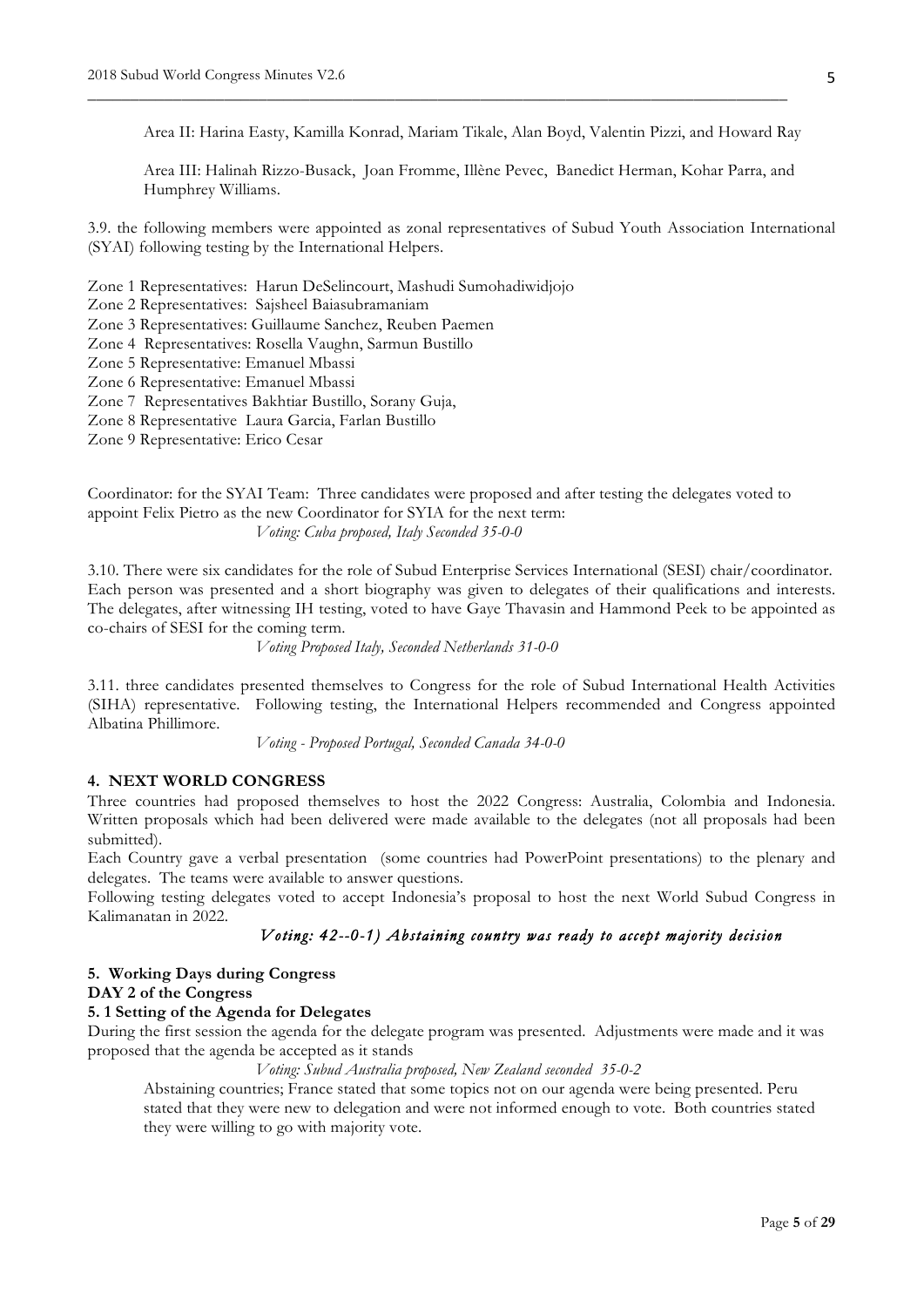Area II: Harina Easty, Kamilla Konrad, Mariam Tikale, Alan Boyd, Valentin Pizzi, and Howard Ray

Area III: Halinah Rizzo-Busack, Joan Fromme, Illène Pevec, Banedict Herman, Kohar Parra, and Humphrey Williams.

3.9. the following members were appointed as zonal representatives of Subud Youth Association International (SYAI) following testing by the International Helpers.

Zone 1 Representatives: Harun DeSelincourt, Mashudi Sumohadiwidjojo
Zone 2 Representatives: Sajsheel Baiasubramaniam
Zone 3 Representatives: Guillaume Sanchez, Reuben Paemen
Zone 4 Representatives: Rosella Vaughn, Sarmun Bustillo
Zone 5 Representative: Emanuel Mbassi
Zone 6 Representative: Emanuel Mbassi
Zone 7 Representatives Bakhtiar Bustillo, Sorany Guja,
Zone 8 Representative Laura Garcia, Farlan Bustillo
Zone 9 Representative: Erico Cesar

Coordinator: for the SYAI Team: Three candidates were proposed and after testing the delegates voted to appoint Felix Pietro as the new Coordinator for SYIA for the next term:

*Voting: Cuba proposed, Italy Seconded 35-0-0*

3.10. There were six candidates for the role of Subud Enterprise Services International (SESI) chair/coordinator. Each person was presented and a short biography was given to delegates of their qualifications and interests. The delegates, after witnessing IH testing, voted to have Gaye Thavasin and Hammond Peek to be appointed as co-chairs of SESI for the coming term.

*Voting Proposed Italy, Seconded Netherlands 31-0-0*

3.11. three candidates presented themselves to Congress for the role of Subud International Health Activities (SIHA) representative. Following testing, the International Helpers recommended and Congress appointed Albatina Phillimore.

*Voting - Proposed Portugal, Seconded Canada 34-0-0*

## 4. NEXT WORLD CONGRESS

Three countries had proposed themselves to host the 2022 Congress: Australia, Colombia and Indonesia. Written proposals which had been delivered were made available to the delegates (not all proposals had been submitted).

Each Country gave a verbal presentation (some countries had PowerPoint presentations) to the plenary and delegates. The teams were available to answer questions.

Following testing delegates voted to accept Indonesia's proposal to host the next World Subud Congress in Kalimanatan in 2022.

*Voting: 42--0-1) Abstaining country was ready to accept majority decision*

## 5. Working Days during Congress

### DAY 2 of the Congress

### 5. 1 Setting of the Agenda for Delegates

During the first session the agenda for the delegate program was presented. Adjustments were made and it was proposed that the agenda be accepted as it stands

*Voting: Subud Australia proposed, New Zealand seconded 35-0-2*

Abstaining countries; France stated that some topics not on our agenda were being presented. Peru stated that they were new to delegation and were not informed enough to vote. Both countries stated they were willing to go with majority vote.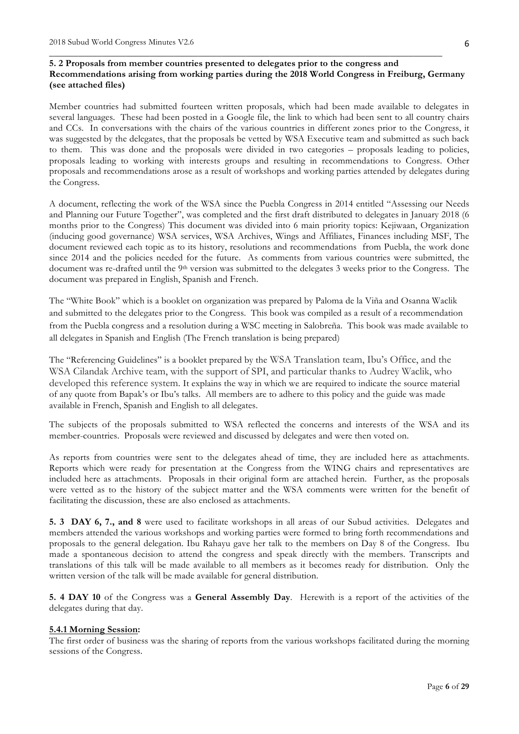**5. 2 Proposals from member countries presented to delegates prior to the congress and Recommendations arising from working parties during the 2018 World Congress in Freiburg, Germany (see attached files)**

Member countries had submitted fourteen written proposals, which had been made available to delegates in several languages. These had been posted in a Google file, the link to which had been sent to all country chairs and CCs. In conversations with the chairs of the various countries in different zones prior to the Congress, it was suggested by the delegates, that the proposals be vetted by WSA Executive team and submitted as such back to them. This was done and the proposals were divided in two categories – proposals leading to policies, proposals leading to working with interests groups and resulting in recommendations to Congress. Other proposals and recommendations arose as a result of workshops and working parties attended by delegates during the Congress.

A document, reflecting the work of the WSA since the Puebla Congress in 2014 entitled "Assessing our Needs and Planning our Future Together", was completed and the first draft distributed to delegates in January 2018 (6 months prior to the Congress) This document was divided into 6 main priority topics: Kejiwaan, Organization (inducing good governance) WSA services, WSA Archives, Wings and Affiliates, Finances including MSF, The document reviewed each topic as to its history, resolutions and recommendations from Puebla, the work done since 2014 and the policies needed for the future. As comments from various countries were submitted, the document was re-drafted until the 9th version was submitted to the delegates 3 weeks prior to the Congress. The document was prepared in English, Spanish and French.

The "White Book" which is a booklet on organization was prepared by Paloma de la Viña and Osanna Waclik and submitted to the delegates prior to the Congress. This book was compiled as a result of a recommendation from the Puebla congress and a resolution during a WSC meeting in Salobreña. This book was made available to all delegates in Spanish and English (The French translation is being prepared)

The "Referencing Guidelines" is a booklet prepared by the WSA Translation team, Ibu's Office, and the WSA Cilandak Archive team, with the support of SPI, and particular thanks to Audrey Waclik, who developed this reference system. It explains the way in which we are required to indicate the source material of any quote from Bapak's or Ibu's talks. All members are to adhere to this policy and the guide was made available in French, Spanish and English to all delegates.

The subjects of the proposals submitted to WSA reflected the concerns and interests of the WSA and its member-countries. Proposals were reviewed and discussed by delegates and were then voted on.

As reports from countries were sent to the delegates ahead of time, they are included here as attachments. Reports which were ready for presentation at the Congress from the WING chairs and representatives are included here as attachments. Proposals in their original form are attached herein. Further, as the proposals were vetted as to the history of the subject matter and the WSA comments were written for the benefit of facilitating the discussion, these are also enclosed as attachments.

**5. 3 DAY 6, 7., and 8** were used to facilitate workshops in all areas of our Subud activities. Delegates and members attended the various workshops and working parties were formed to bring forth recommendations and proposals to the general delegation. Ibu Rahayu gave her talk to the members on Day 8 of the Congress. Ibu made a spontaneous decision to attend the congress and speak directly with the members. Transcripts and translations of this talk will be made available to all members as it becomes ready for distribution. Only the written version of the talk will be made available for general distribution.

**5. 4 DAY 10** of the Congress was a **General Assembly Day**. Herewith is a report of the activities of the delegates during that day.

**5.4.1 Morning Session:**

The first order of business was the sharing of reports from the various workshops facilitated during the morning sessions of the Congress.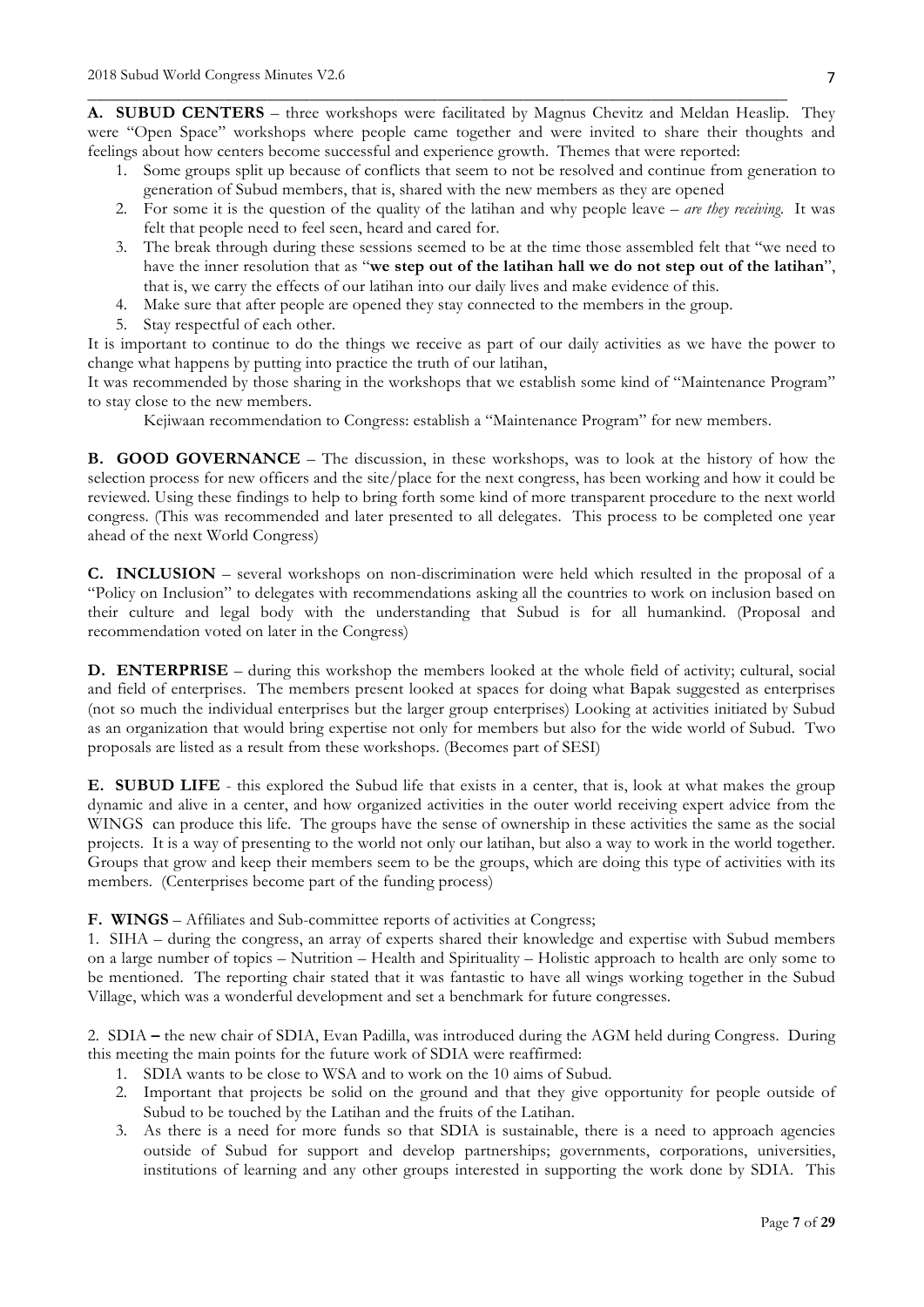**A. SUBUD CENTERS** – three workshops were facilitated by Magnus Chevitz and Meldan Heaslip. They were "Open Space" workshops where people came together and were invited to share their thoughts and feelings about how centers become successful and experience growth. Themes that were reported:

1. Some groups split up because of conflicts that seem to not be resolved and continue from generation to generation of Subud members, that is, shared with the new members as they are opened
2. For some it is the question of the quality of the latihan and why people leave – *are they receiving*. It was felt that people need to feel seen, heard and cared for.
3. The break through during these sessions seemed to be at the time those assembled felt that "we need to have the inner resolution that as "**we step out of the latihan hall we do not step out of the latihan**", that is, we carry the effects of our latihan into our daily lives and make evidence of this.
4. Make sure that after people are opened they stay connected to the members in the group.
5. Stay respectful of each other.

It is important to continue to do the things we receive as part of our daily activities as we have the power to change what happens by putting into practice the truth of our latihan,

It was recommended by those sharing in the workshops that we establish some kind of "Maintenance Program" to stay close to the new members.

Kejiwaan recommendation to Congress: establish a "Maintenance Program" for new members.

**B. GOOD GOVERNANCE** – The discussion, in these workshops, was to look at the history of how the selection process for new officers and the site/place for the next congress, has been working and how it could be reviewed. Using these findings to help to bring forth some kind of more transparent procedure to the next world congress. (This was recommended and later presented to all delegates. This process to be completed one year ahead of the next World Congress)

**C. INCLUSION** – several workshops on non-discrimination were held which resulted in the proposal of a "Policy on Inclusion" to delegates with recommendations asking all the countries to work on inclusion based on their culture and legal body with the understanding that Subud is for all humankind. (Proposal and recommendation voted on later in the Congress)

**D. ENTERPRISE** – during this workshop the members looked at the whole field of activity; cultural, social and field of enterprises. The members present looked at spaces for doing what Bapak suggested as enterprises (not so much the individual enterprises but the larger group enterprises) Looking at activities initiated by Subud as an organization that would bring expertise not only for members but also for the wide world of Subud. Two proposals are listed as a result from these workshops. (Becomes part of SESI)

**E. SUBUD LIFE** - this explored the Subud life that exists in a center, that is, look at what makes the group dynamic and alive in a center, and how organized activities in the outer world receiving expert advice from the WINGS can produce this life. The groups have the sense of ownership in these activities the same as the social projects. It is a way of presenting to the world not only our latihan, but also a way to work in the world together. Groups that grow and keep their members seem to be the groups, which are doing this type of activities with its members. (Centerprises become part of the funding process)

**F. WINGS** – Affiliates and Sub-committee reports of activities at Congress;

1. SIHA – during the congress, an array of experts shared their knowledge and expertise with Subud members on a large number of topics – Nutrition – Health and Spirituality – Holistic approach to health are only some to be mentioned. The reporting chair stated that it was fantastic to have all wings working together in the Subud Village, which was a wonderful development and set a benchmark for future congresses.

2. SDIA **–** the new chair of SDIA, Evan Padilla, was introduced during the AGM held during Congress. During this meeting the main points for the future work of SDIA were reaffirmed:

1. SDIA wants to be close to WSA and to work on the 10 aims of Subud.
2. Important that projects be solid on the ground and that they give opportunity for people outside of Subud to be touched by the Latihan and the fruits of the Latihan.
3. As there is a need for more funds so that SDIA is sustainable, there is a need to approach agencies outside of Subud for support and develop partnerships; governments, corporations, universities, institutions of learning and any other groups interested in supporting the work done by SDIA. This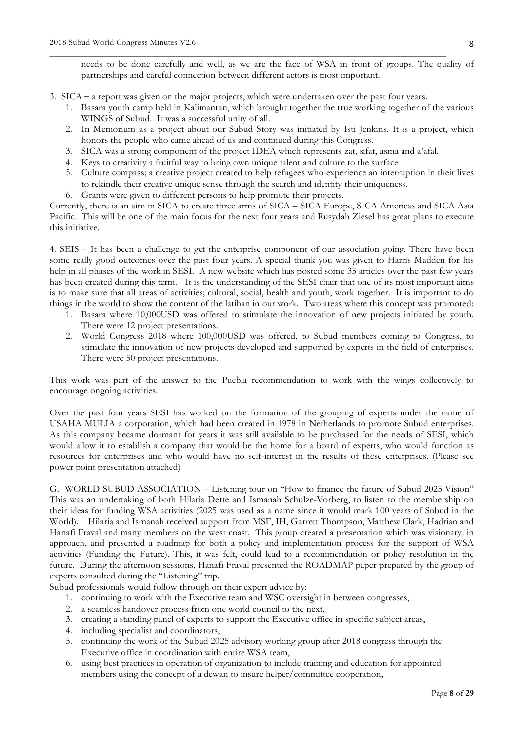needs to be done carefully and well, as we are the face of WSA in front of groups. The quality of partnerships and careful connection between different actors is most important.

3. SICA – a report was given on the major projects, which were undertaken over the past four years.
   1. Basara youth camp held in Kalimantan, which brought together the true working together of the various WINGS of Subud. It was a successful unity of all.
   2. In Memorium as a project about our Subud Story was initiated by Isti Jenkins. It is a project, which honors the people who came ahead of us and continued during this Congress.
   3. SICA was a strong component of the project IDEA which represents zat, sifat, asma and a'afal.
   4. Keys to creativity a fruitful way to bring own unique talent and culture to the surface
   5. Culture compass; a creative project created to help refugees who experience an interruption in their lives to rekindle their creative unique sense through the search and identity their uniqueness.
   6. Grants were given to different persons to help promote their projects.

Currently, there is an aim in SICA to create three arms of SICA – SICA Europe, SICA Americas and SICA Asia Pacific. This will be one of the main focus for the next four years and Rusydah Ziesel has great plans to execute this initiative.

4. SEIS – It has been a challenge to get the enterprise component of our association going. There have been some really good outcomes over the past four years. A special thank you was given to Harris Madden for his help in all phases of the work in SESI. A new website which has posted some 35 articles over the past few years has been created during this term. It is the understanding of the SESI chair that one of its most important aims is to make sure that all areas of activities; cultural, social, health and youth, work together. It is important to do things in the world to show the content of the latihan in our work. Two areas where this concept was promoted:
   1. Basara where 10,000USD was offered to stimulate the innovation of new projects initiated by youth. There were 12 project presentations.
   2. World Congress 2018 where 100,000USD was offered, to Subud members coming to Congress, to stimulate the innovation of new projects developed and supported by experts in the field of enterprises. There were 50 project presentations.

This work was part of the answer to the Puebla recommendation to work with the wings collectively to encourage ongoing activities.

Over the past four years SESI has worked on the formation of the grouping of experts under the name of USAHA MULIA a corporation, which had been created in 1978 in Netherlands to promote Subud enterprises. As this company became dormant for years it was still available to be purchased for the needs of SESI, which would allow it to establish a company that would be the home for a board of experts, who would function as resources for enterprises and who would have no self-interest in the results of these enterprises. (Please see power point presentation attached)

G. WORLD SUBUD ASSOCIATION – Listening tour on "How to finance the future of Subud 2025 Vision" This was an undertaking of both Hilaria Dette and Ismanah Schulze-Vorberg, to listen to the membership on their ideas for funding WSA activities (2025 was used as a name since it would mark 100 years of Subud in the World). Hilaria and Ismanah received support from MSF, IH, Garrett Thompson, Matthew Clark, Hadrian and Hanafi Fraval and many members on the west coast. This group created a presentation which was visionary, in approach, and presented a roadmap for both a policy and implementation process for the support of WSA activities (Funding the Future). This, it was felt, could lead to a recommendation or policy resolution in the future. During the afternoon sessions, Hanafi Fraval presented the ROADMAP paper prepared by the group of experts consulted during the "Listening" trip.

Subud professionals would follow through on their expert advice by:

1. continuing to work with the Executive team and WSC oversight in between congresses,
2. a seamless handover process from one world council to the next,
3. creating a standing panel of experts to support the Executive office in specific subject areas,
4. including specialist and coordinators,
5. continuing the work of the Subud 2025 advisory working group after 2018 congress through the Executive office in coordination with entire WSA team,
6. using best practices in operation of organization to include training and education for appointed members using the concept of a dewan to insure helper/committee cooperation,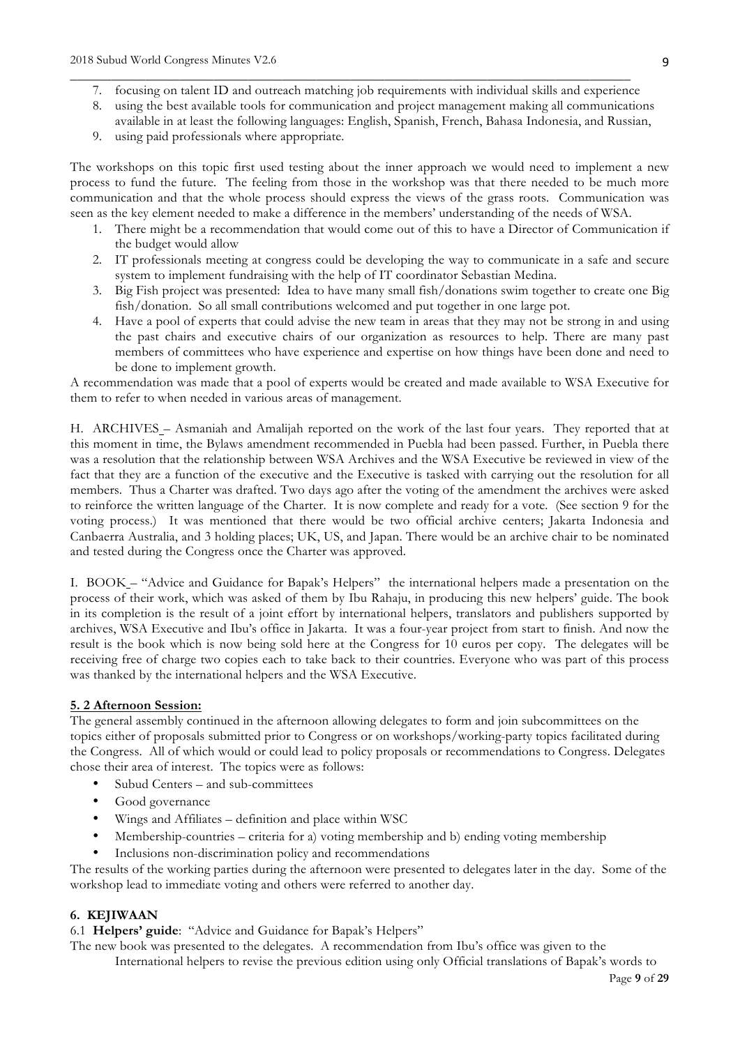7. focusing on talent ID and outreach matching job requirements with individual skills and experience
8. using the best available tools for communication and project management making all communications available in at least the following languages: English, Spanish, French, Bahasa Indonesia, and Russian,
9. using paid professionals where appropriate.

The workshops on this topic first used testing about the inner approach we would need to implement a new process to fund the future. The feeling from those in the workshop was that there needed to be much more communication and that the whole process should express the views of the grass roots. Communication was seen as the key element needed to make a difference in the members' understanding of the needs of WSA.

1. There might be a recommendation that would come out of this to have a Director of Communication if the budget would allow
2. IT professionals meeting at congress could be developing the way to communicate in a safe and secure system to implement fundraising with the help of IT coordinator Sebastian Medina.
3. Big Fish project was presented: Idea to have many small fish/donations swim together to create one Big fish/donation. So all small contributions welcomed and put together in one large pot.
4. Have a pool of experts that could advise the new team in areas that they may not be strong in and using the past chairs and executive chairs of our organization as resources to help. There are many past members of committees who have experience and expertise on how things have been done and need to be done to implement growth.

A recommendation was made that a pool of experts would be created and made available to WSA Executive for them to refer to when needed in various areas of management.

H. ARCHIVES – Asmaniah and Amalijah reported on the work of the last four years. They reported that at this moment in time, the Bylaws amendment recommended in Puebla had been passed. Further, in Puebla there was a resolution that the relationship between WSA Archives and the WSA Executive be reviewed in view of the fact that they are a function of the executive and the Executive is tasked with carrying out the resolution for all members. Thus a Charter was drafted. Two days ago after the voting of the amendment the archives were asked to reinforce the written language of the Charter. It is now complete and ready for a vote. (See section 9 for the voting process.) It was mentioned that there would be two official archive centers; Jakarta Indonesia and Canbaerra Australia, and 3 holding places; UK, US, and Japan. There would be an archive chair to be nominated and tested during the Congress once the Charter was approved.

I. BOOK – "Advice and Guidance for Bapak's Helpers" the international helpers made a presentation on the process of their work, which was asked of them by Ibu Rahaju, in producing this new helpers' guide. The book in its completion is the result of a joint effort by international helpers, translators and publishers supported by archives, WSA Executive and Ibu's office in Jakarta. It was a four-year project from start to finish. And now the result is the book which is now being sold here at the Congress for 10 euros per copy. The delegates will be receiving free of charge two copies each to take back to their countries. Everyone who was part of this process was thanked by the international helpers and the WSA Executive.

**5. 2 Afternoon Session:**

The general assembly continued in the afternoon allowing delegates to form and join subcommittees on the topics either of proposals submitted prior to Congress or on workshops/working-party topics facilitated during the Congress. All of which would or could lead to policy proposals or recommendations to Congress. Delegates chose their area of interest. The topics were as follows:

- Subud Centers – and sub-committees
- Good governance
- Wings and Affiliates – definition and place within WSC
- Membership-countries – criteria for a) voting membership and b) ending voting membership
- Inclusions non-discrimination policy and recommendations

The results of the working parties during the afternoon were presented to delegates later in the day. Some of the workshop lead to immediate voting and others were referred to another day.

## 6. KEJIWAAN

6.1 **Helpers' guide**: "Advice and Guidance for Bapak's Helpers"

The new book was presented to the delegates. A recommendation from Ibu's office was given to the International helpers to revise the previous edition using only Official translations of Bapak's words to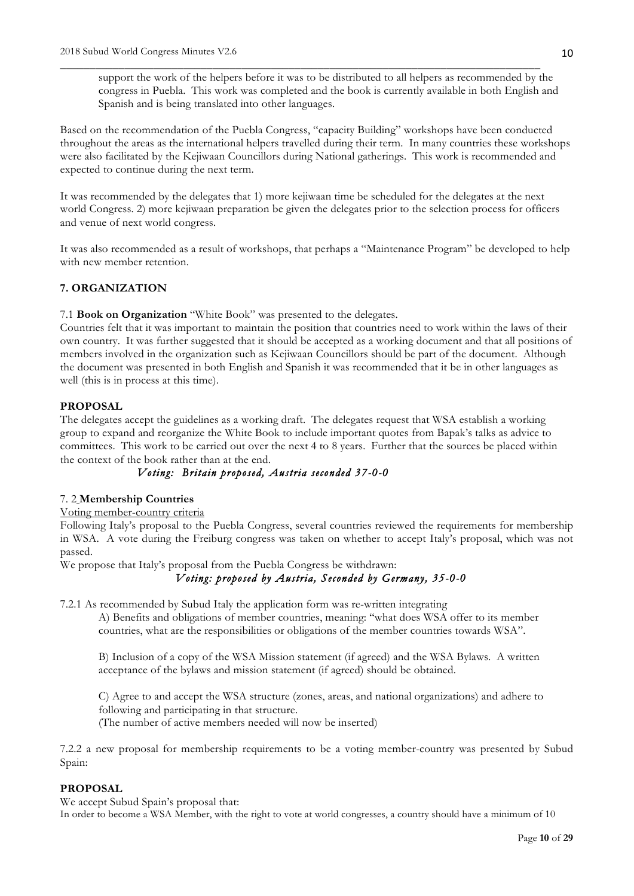support the work of the helpers before it was to be distributed to all helpers as recommended by the congress in Puebla. This work was completed and the book is currently available in both English and Spanish and is being translated into other languages.

Based on the recommendation of the Puebla Congress, "capacity Building" workshops have been conducted throughout the areas as the international helpers travelled during their term. In many countries these workshops were also facilitated by the Kejiwaan Councillors during National gatherings. This work is recommended and expected to continue during the next term.

It was recommended by the delegates that 1) more kejiwaan time be scheduled for the delegates at the next world Congress. 2) more kejiwaan preparation be given the delegates prior to the selection process for officers and venue of next world congress.

It was also recommended as a result of workshops, that perhaps a "Maintenance Program" be developed to help with new member retention.

## 7. ORGANIZATION

7.1 **Book on Organization** "White Book" was presented to the delegates.

Countries felt that it was important to maintain the position that countries need to work within the laws of their own country. It was further suggested that it should be accepted as a working document and that all positions of members involved in the organization such as Kejiwaan Councillors should be part of the document. Although the document was presented in both English and Spanish it was recommended that it be in other languages as well (this is in process at this time).

**PROPOSAL**

The delegates accept the guidelines as a working draft. The delegates request that WSA establish a working group to expand and reorganize the White Book to include important quotes from Bapak's talks as advice to committees. This work to be carried out over the next 4 to 8 years. Further that the sources be placed within the context of the book rather than at the end.

*Voting: Britain proposed, Austria seconded 37-0-0*

7. 2 **Membership Countries**

Voting member-country criteria

Following Italy's proposal to the Puebla Congress, several countries reviewed the requirements for membership in WSA. A vote during the Freiburg congress was taken on whether to accept Italy's proposal, which was not passed.

We propose that Italy's proposal from the Puebla Congress be withdrawn:

*Voting: proposed by Austria, Seconded by Germany, 35-0-0*

7.2.1 As recommended by Subud Italy the application form was re-written integrating

A) Benefits and obligations of member countries, meaning: "what does WSA offer to its member countries, what are the responsibilities or obligations of the member countries towards WSA".

B) Inclusion of a copy of the WSA Mission statement (if agreed) and the WSA Bylaws. A written acceptance of the bylaws and mission statement (if agreed) should be obtained.

C) Agree to and accept the WSA structure (zones, areas, and national organizations) and adhere to following and participating in that structure.
(The number of active members needed will now be inserted)

7.2.2 a new proposal for membership requirements to be a voting member-country was presented by Subud Spain:

**PROPOSAL**

We accept Subud Spain's proposal that:

In order to become a WSA Member, with the right to vote at world congresses, a country should have a minimum of 10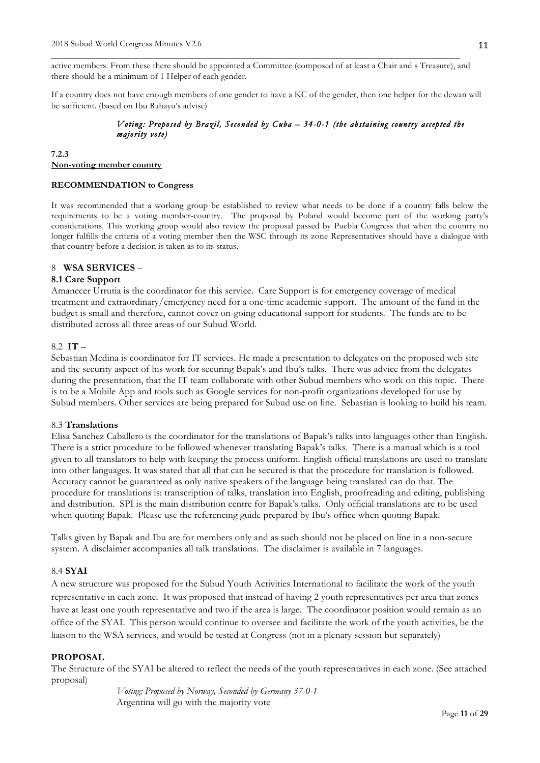active members. From these there should be appointed a Committee (composed of at least a Chair and s Treasure), and there should be a minimum of 1 Helper of each gender.

If a country does not have enough members of one gender to have a KC of the gender, then one helper for the dewan will be sufficient. (based on Ibu Rahayu's advise)

> *Voting: Proposed by Brazil, Seconded by Cuba – 34-0-1 (the abstaining country accepted the majority vote)*

**7.2.3**
**Non-voting member country**

**RECOMMENDATION to Congress**

It was recommended that a working group be established to review what needs to be done if a country falls below the requirements to be a voting member-country. The proposal by Poland would become part of the working party's considerations. This working group would also review the proposal passed by Puebla Congress that when the country no longer fulfills the criteria of a voting member then the WSC through its zone Representatives should have a dialogue with that country before a decision is taken as to its status.

## 8 WSA SERVICES –

### 8.1 Care Support

Amanecer Urrutia is the coordinator for this service. Care Support is for emergency coverage of medical treatment and extraordinary/emergency need for a one-time academic support. The amount of the fund in the budget is small and therefore, cannot cover on-going educational support for students. The funds are to be distributed across all three areas of our Subud World.

### 8.2 IT –

Sebastian Medina is coordinator for IT services. He made a presentation to delegates on the proposed web site and the security aspect of his work for securing Bapak's and Ibu's talks. There was advice from the delegates during the presentation, that the IT team collaborate with other Subud members who work on this topic. There is to be a Mobile App and tools such as Google services for non-profit organizations developed for use by Subud members. Other services are being prepared for Subud use on line. Sebastian is looking to build his team.

### 8.3 Translations

Elisa Sanchez Caballero is the coordinator for the translations of Bapak's talks into languages other than English. There is a strict procedure to be followed whenever translating Bapak's talks. There is a manual which is a tool given to all translators to help with keeping the process uniform. English official translations are used to translate into other languages. It was stated that all that can be secured is that the procedure for translation is followed. Accuracy cannot be guaranteed as only native speakers of the language being translated can do that. The procedure for translations is: transcription of talks, translation into English, proofreading and editing, publishing and distribution. SPI is the main distribution centre for Bapak's talks. Only official translations are to be used when quoting Bapak. Please use the referencing guide prepared by Ibu's office when quoting Bapak.

Talks given by Bapak and Ibu are for members only and as such should not be placed on line in a non-secure system. A disclaimer accompanies all talk translations. The disclaimer is available in 7 languages.

### 8.4 SYAI

A new structure was proposed for the Subud Youth Activities International to facilitate the work of the youth representative in each zone. It was proposed that instead of having 2 youth representatives per area that zones have at least one youth representative and two if the area is large. The coordinator position would remain as an office of the SYAI. This person would continue to oversee and facilitate the work of the youth activities, be the liaison to the WSA services, and would be tested at Congress (not in a plenary session but separately)

**PROPOSAL**

The Structure of the SYAI be altered to reflect the needs of the youth representatives in each zone. (See attached proposal)

> *Voting: Proposed by Norway, Seconded by Germany 37-0-1*
> Argentina will go with the majority vote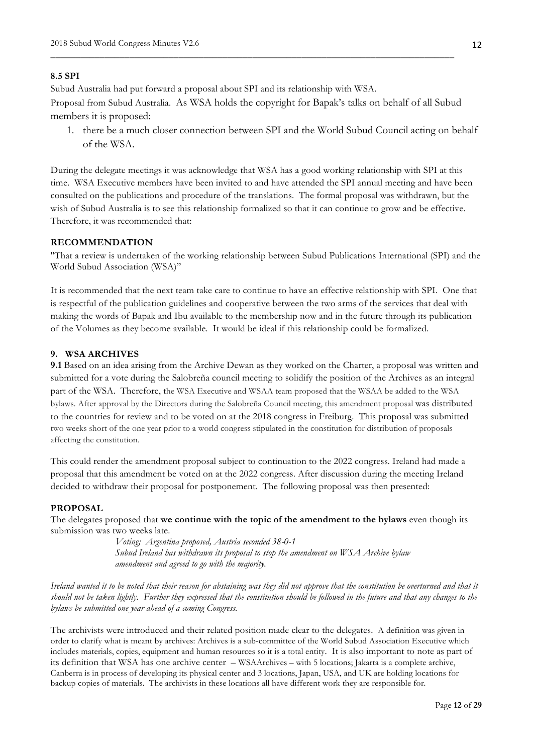**8.5 SPI**

Subud Australia had put forward a proposal about SPI and its relationship with WSA.

Proposal from Subud Australia. As WSA holds the copyright for Bapak's talks on behalf of all Subud members it is proposed:

1. there be a much closer connection between SPI and the World Subud Council acting on behalf of the WSA.

During the delegate meetings it was acknowledge that WSA has a good working relationship with SPI at this time. WSA Executive members have been invited to and have attended the SPI annual meeting and have been consulted on the publications and procedure of the translations. The formal proposal was withdrawn, but the wish of Subud Australia is to see this relationship formalized so that it can continue to grow and be effective. Therefore, it was recommended that:

**RECOMMENDATION**

"That a review is undertaken of the working relationship between Subud Publications International (SPI) and the World Subud Association (WSA)"

It is recommended that the next team take care to continue to have an effective relationship with SPI. One that is respectful of the publication guidelines and cooperative between the two arms of the services that deal with making the words of Bapak and Ibu available to the membership now and in the future through its publication of the Volumes as they become available. It would be ideal if this relationship could be formalized.

**9. WSA ARCHIVES**

**9.1** Based on an idea arising from the Archive Dewan as they worked on the Charter, a proposal was written and submitted for a vote during the Salobreña council meeting to solidify the position of the Archives as an integral part of the WSA. Therefore, the WSA Executive and WSAA team proposed that the WSAA be added to the WSA bylaws. After approval by the Directors during the Salobreña Council meeting, this amendment proposal was distributed to the countries for review and to be voted on at the 2018 congress in Freiburg. This proposal was submitted two weeks short of the one year prior to a world congress stipulated in the constitution for distribution of proposals affecting the constitution.

This could render the amendment proposal subject to continuation to the 2022 congress. Ireland had made a proposal that this amendment be voted on at the 2022 congress. After discussion during the meeting Ireland decided to withdraw their proposal for postponement. The following proposal was then presented:

**PROPOSAL**

The delegates proposed that **we continue with the topic of the amendment to the bylaws** even though its submission was two weeks late.

> *Voting; Argentina proposed, Austria seconded 38-0-1*
> *Subud Ireland has withdrawn its proposal to stop the amendment on WSA Archive bylaw amendment and agreed to go with the majority.*

*Ireland wanted it to be noted that their reason for abstaining was they did not approve that the constitution be overturned and that it should not be taken lightly. Further they expressed that the constitution should be followed in the future and that any changes to the bylaws be submitted one year ahead of a coming Congress.*

The archivists were introduced and their related position made clear to the delegates. A definition was given in order to clarify what is meant by archives: Archives is a sub-committee of the World Subud Association Executive which includes materials, copies, equipment and human resources so it is a total entity. It is also important to note as part of its definition that WSA has one archive center – WSAArchives – with 5 locations; Jakarta is a complete archive, Canberra is in process of developing its physical center and 3 locations, Japan, USA, and UK are holding locations for backup copies of materials. The archivists in these locations all have different work they are responsible for.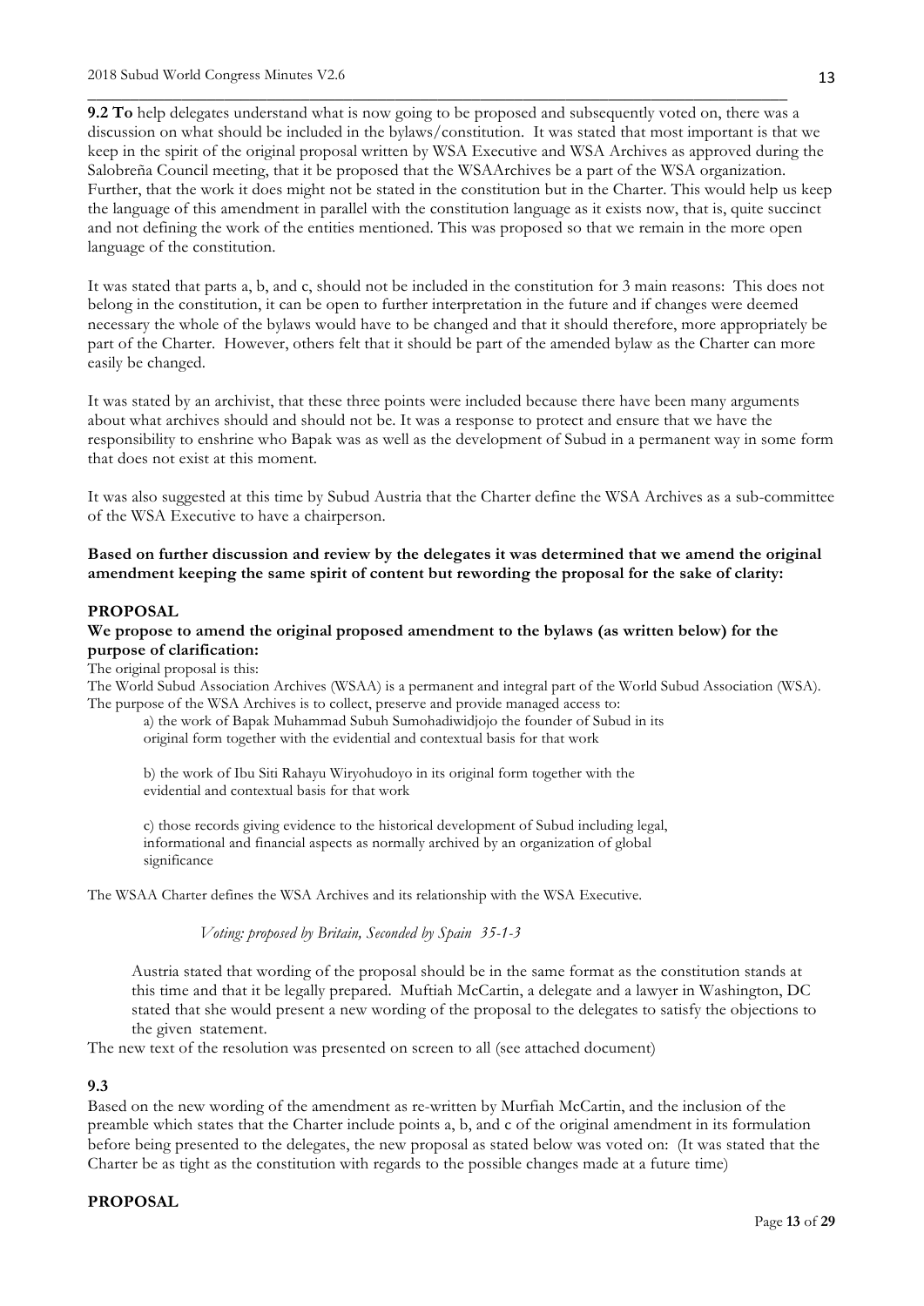**9.2 To** help delegates understand what is now going to be proposed and subsequently voted on, there was a discussion on what should be included in the bylaws/constitution. It was stated that most important is that we keep in the spirit of the original proposal written by WSA Executive and WSA Archives as approved during the Salobreña Council meeting, that it be proposed that the WSAArchives be a part of the WSA organization. Further, that the work it does might not be stated in the constitution but in the Charter. This would help us keep the language of this amendment in parallel with the constitution language as it exists now, that is, quite succinct and not defining the work of the entities mentioned. This was proposed so that we remain in the more open language of the constitution.

It was stated that parts a, b, and c, should not be included in the constitution for 3 main reasons: This does not belong in the constitution, it can be open to further interpretation in the future and if changes were deemed necessary the whole of the bylaws would have to be changed and that it should therefore, more appropriately be part of the Charter. However, others felt that it should be part of the amended bylaw as the Charter can more easily be changed.

It was stated by an archivist, that these three points were included because there have been many arguments about what archives should and should not be. It was a response to protect and ensure that we have the responsibility to enshrine who Bapak was as well as the development of Subud in a permanent way in some form that does not exist at this moment.

It was also suggested at this time by Subud Austria that the Charter define the WSA Archives as a sub-committee of the WSA Executive to have a chairperson.

**Based on further discussion and review by the delegates it was determined that we amend the original amendment keeping the same spirit of content but rewording the proposal for the sake of clarity:**

**PROPOSAL**

**We propose to amend the original proposed amendment to the bylaws (as written below) for the purpose of clarification:**

The original proposal is this:

The World Subud Association Archives (WSAA) is a permanent and integral part of the World Subud Association (WSA). The purpose of the WSA Archives is to collect, preserve and provide managed access to:

> a) the work of Bapak Muhammad Subuh Sumohadiwidjojo the founder of Subud in its original form together with the evidential and contextual basis for that work
>
> b) the work of Ibu Siti Rahayu Wiryohudoyo in its original form together with the evidential and contextual basis for that work
>
> c) those records giving evidence to the historical development of Subud including legal, informational and financial aspects as normally archived by an organization of global significance

The WSAA Charter defines the WSA Archives and its relationship with the WSA Executive.

*Voting: proposed by Britain, Seconded by Spain 35-1-3*

> Austria stated that wording of the proposal should be in the same format as the constitution stands at this time and that it be legally prepared. Muftiah McCartin, a delegate and a lawyer in Washington, DC stated that she would present a new wording of the proposal to the delegates to satisfy the objections to the given statement.

The new text of the resolution was presented on screen to all (see attached document)

**9.3**

Based on the new wording of the amendment as re-written by Murfiah McCartin, and the inclusion of the preamble which states that the Charter include points a, b, and c of the original amendment in its formulation before being presented to the delegates, the new proposal as stated below was voted on: (It was stated that the Charter be as tight as the constitution with regards to the possible changes made at a future time)

**PROPOSAL**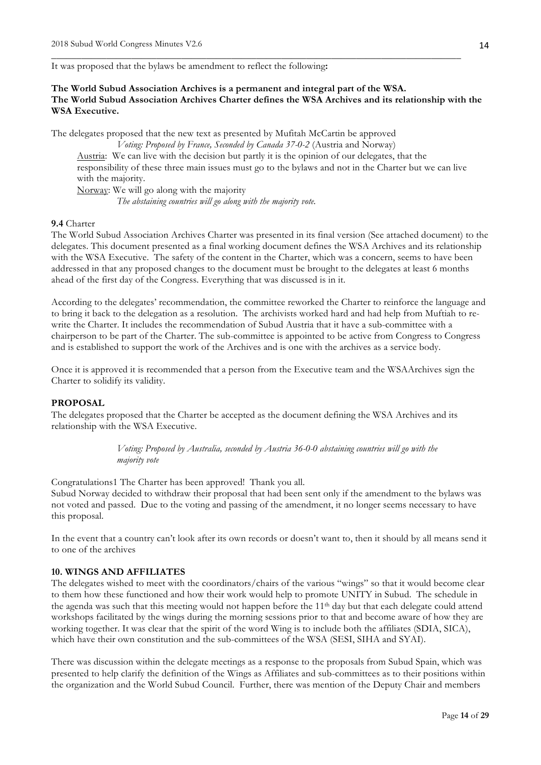It was proposed that the bylaws be amendment to reflect the following**:**

**The World Subud Association Archives is a permanent and integral part of the WSA.**
**The World Subud Association Archives Charter defines the WSA Archives and its relationship with the WSA Executive.**

The delegates proposed that the new text as presented by Mufitah McCartin be approved

*Voting: Proposed by France, Seconded by Canada 37-0-2* (Austria and Norway)

Austria: We can live with the decision but partly it is the opinion of our delegates, that the responsibility of these three main issues must go to the bylaws and not in the Charter but we can live with the majority.

Norway: We will go along with the majority

*The abstaining countries will go along with the majority vote.*

**9.4** Charter

The World Subud Association Archives Charter was presented in its final version (See attached document) to the delegates. This document presented as a final working document defines the WSA Archives and its relationship with the WSA Executive. The safety of the content in the Charter, which was a concern, seems to have been addressed in that any proposed changes to the document must be brought to the delegates at least 6 months ahead of the first day of the Congress. Everything that was discussed is in it.

According to the delegates' recommendation, the committee reworked the Charter to reinforce the language and to bring it back to the delegation as a resolution. The archivists worked hard and had help from Muftiah to re-write the Charter. It includes the recommendation of Subud Austria that it have a sub-committee with a chairperson to be part of the Charter. The sub-committee is appointed to be active from Congress to Congress and is established to support the work of the Archives and is one with the archives as a service body.

Once it is approved it is recommended that a person from the Executive team and the WSAArchives sign the Charter to solidify its validity.

**PROPOSAL**

The delegates proposed that the Charter be accepted as the document defining the WSA Archives and its relationship with the WSA Executive.

*Voting: Proposed by Australia, seconded by Austria 36-0-0 abstaining countries will go with the majority vote*

Congratulations1 The Charter has been approved! Thank you all.
Subud Norway decided to withdraw their proposal that had been sent only if the amendment to the bylaws was not voted and passed. Due to the voting and passing of the amendment, it no longer seems necessary to have this proposal.

In the event that a country can't look after its own records or doesn't want to, then it should by all means send it to one of the archives

**10. WINGS AND AFFILIATES**

The delegates wished to meet with the coordinators/chairs of the various "wings" so that it would become clear to them how these functioned and how their work would help to promote UNITY in Subud. The schedule in the agenda was such that this meeting would not happen before the 11th day but that each delegate could attend workshops facilitated by the wings during the morning sessions prior to that and become aware of how they are working together. It was clear that the spirit of the word Wing is to include both the affiliates (SDIA, SICA), which have their own constitution and the sub-committees of the WSA (SESI, SIHA and SYAI).

There was discussion within the delegate meetings as a response to the proposals from Subud Spain, which was presented to help clarify the definition of the Wings as Affiliates and sub-committees as to their positions within the organization and the World Subud Council. Further, there was mention of the Deputy Chair and members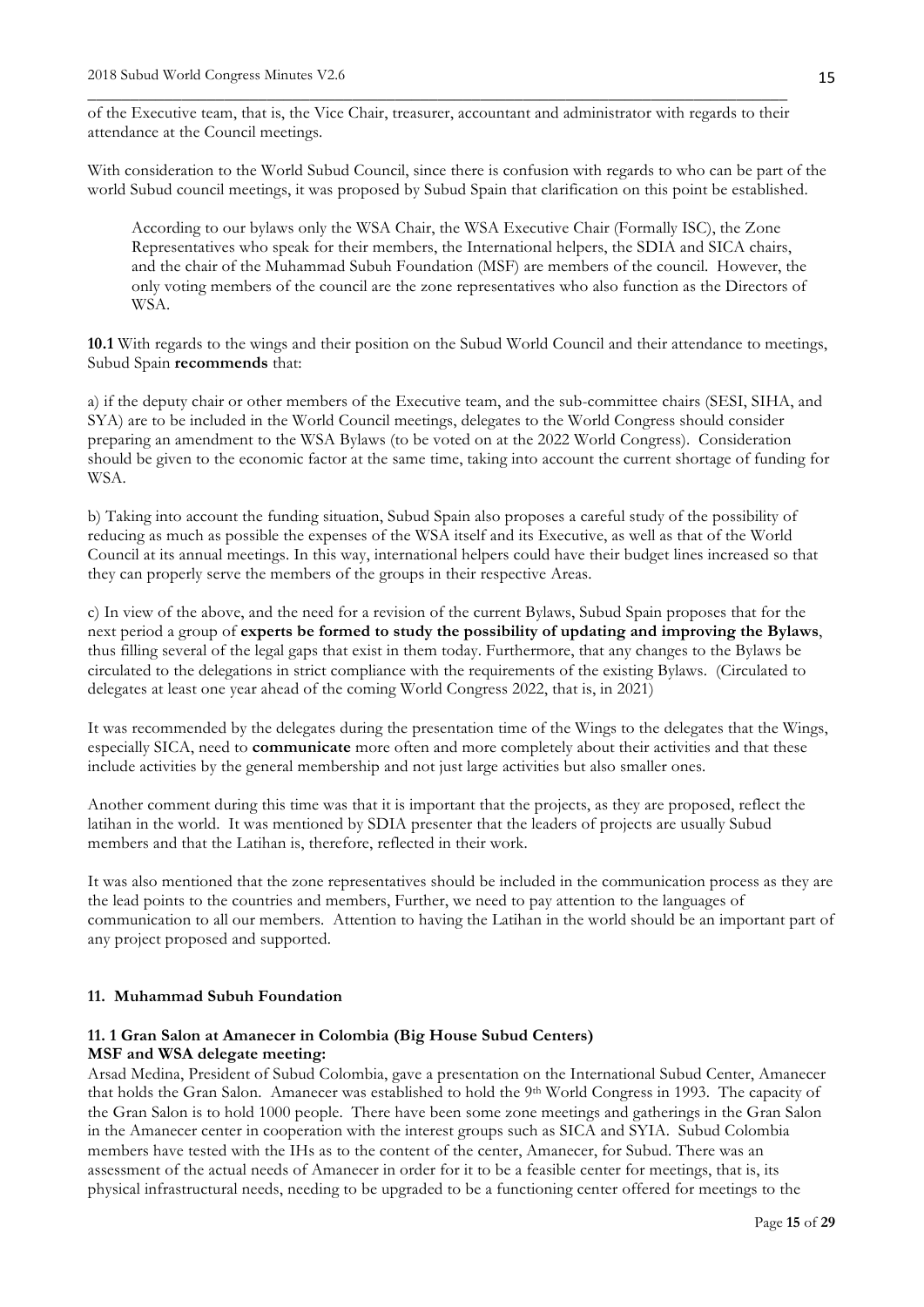of the Executive team, that is, the Vice Chair, treasurer, accountant and administrator with regards to their attendance at the Council meetings.

With consideration to the World Subud Council, since there is confusion with regards to who can be part of the world Subud council meetings, it was proposed by Subud Spain that clarification on this point be established.

> According to our bylaws only the WSA Chair, the WSA Executive Chair (Formally ISC), the Zone Representatives who speak for their members, the International helpers, the SDIA and SICA chairs, and the chair of the Muhammad Subuh Foundation (MSF) are members of the council. However, the only voting members of the council are the zone representatives who also function as the Directors of WSA.

**10.1** With regards to the wings and their position on the Subud World Council and their attendance to meetings, Subud Spain **recommends** that:

a) if the deputy chair or other members of the Executive team, and the sub-committee chairs (SESI, SIHA, and SYA) are to be included in the World Council meetings, delegates to the World Congress should consider preparing an amendment to the WSA Bylaws (to be voted on at the 2022 World Congress). Consideration should be given to the economic factor at the same time, taking into account the current shortage of funding for WSA.

b) Taking into account the funding situation, Subud Spain also proposes a careful study of the possibility of reducing as much as possible the expenses of the WSA itself and its Executive, as well as that of the World Council at its annual meetings. In this way, international helpers could have their budget lines increased so that they can properly serve the members of the groups in their respective Areas.

c) In view of the above, and the need for a revision of the current Bylaws, Subud Spain proposes that for the next period a group of **experts be formed to study the possibility of updating and improving the Bylaws**, thus filling several of the legal gaps that exist in them today. Furthermore, that any changes to the Bylaws be circulated to the delegations in strict compliance with the requirements of the existing Bylaws. (Circulated to delegates at least one year ahead of the coming World Congress 2022, that is, in 2021)

It was recommended by the delegates during the presentation time of the Wings to the delegates that the Wings, especially SICA, need to **communicate** more often and more completely about their activities and that these include activities by the general membership and not just large activities but also smaller ones.

Another comment during this time was that it is important that the projects, as they are proposed, reflect the latihan in the world. It was mentioned by SDIA presenter that the leaders of projects are usually Subud members and that the Latihan is, therefore, reflected in their work.

It was also mentioned that the zone representatives should be included in the communication process as they are the lead points to the countries and members, Further, we need to pay attention to the languages of communication to all our members. Attention to having the Latihan in the world should be an important part of any project proposed and supported.

### 11. Muhammad Subuh Foundation

#### 11. 1 Gran Salon at Amanecer in Colombia (Big House Subud Centers)

**MSF and WSA delegate meeting:**

Arsad Medina, President of Subud Colombia, gave a presentation on the International Subud Center, Amanecer that holds the Gran Salon. Amanecer was established to hold the 9th World Congress in 1993. The capacity of the Gran Salon is to hold 1000 people. There have been some zone meetings and gatherings in the Gran Salon in the Amanecer center in cooperation with the interest groups such as SICA and SYIA. Subud Colombia members have tested with the IHs as to the content of the center, Amanecer, for Subud. There was an assessment of the actual needs of Amanecer in order for it to be a feasible center for meetings, that is, its physical infrastructural needs, needing to be upgraded to be a functioning center offered for meetings to the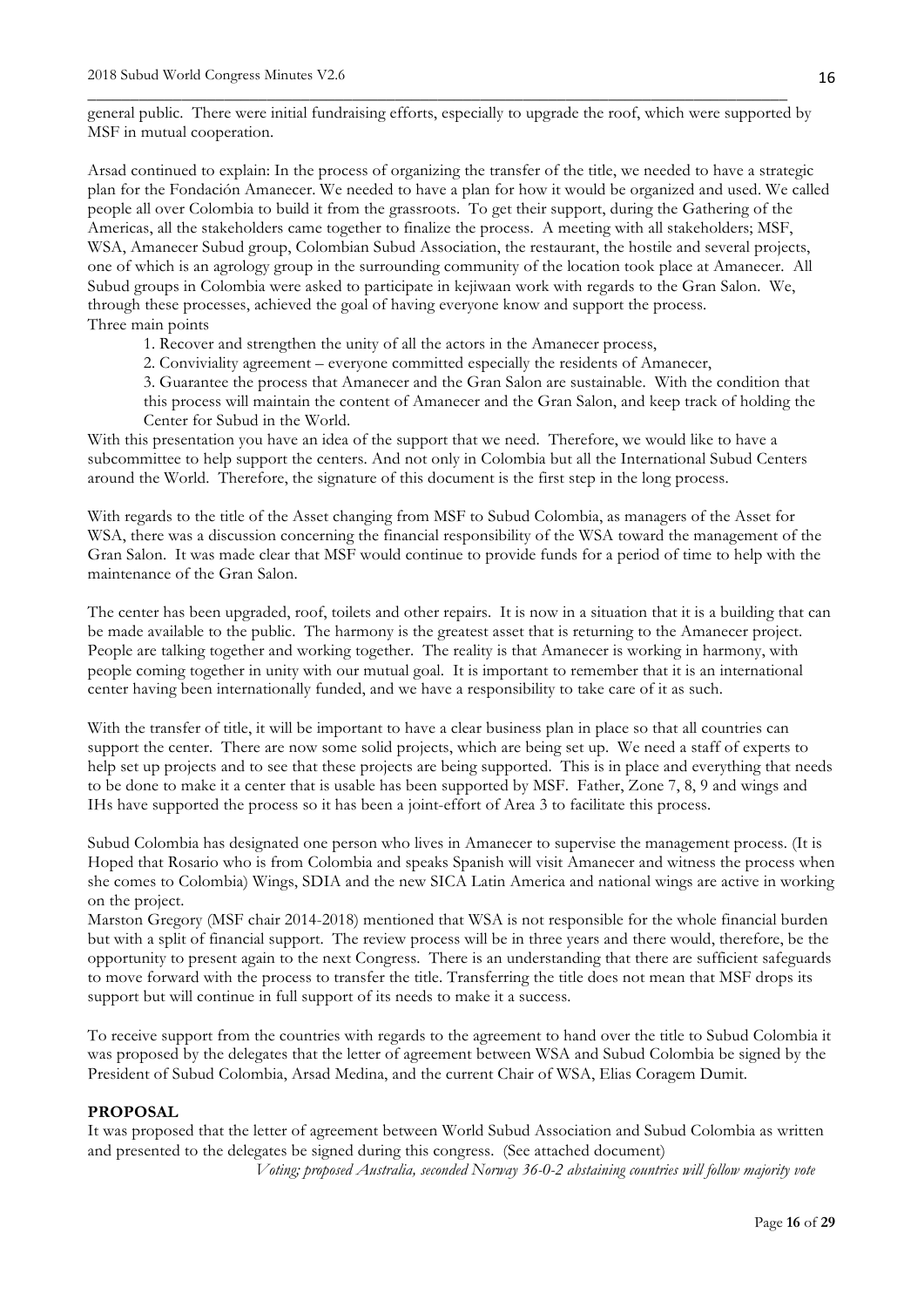general public. There were initial fundraising efforts, especially to upgrade the roof, which were supported by MSF in mutual cooperation.

Arsad continued to explain: In the process of organizing the transfer of the title, we needed to have a strategic plan for the Fondación Amanecer. We needed to have a plan for how it would be organized and used. We called people all over Colombia to build it from the grassroots. To get their support, during the Gathering of the Americas, all the stakeholders came together to finalize the process. A meeting with all stakeholders; MSF, WSA, Amanecer Subud group, Colombian Subud Association, the restaurant, the hostile and several projects, one of which is an agrology group in the surrounding community of the location took place at Amanecer. All Subud groups in Colombia were asked to participate in kejiwaan work with regards to the Gran Salon. We, through these processes, achieved the goal of having everyone know and support the process.

Three main points

1. Recover and strengthen the unity of all the actors in the Amanecer process,
2. Conviviality agreement – everyone committed especially the residents of Amanecer,
3. Guarantee the process that Amanecer and the Gran Salon are sustainable. With the condition that this process will maintain the content of Amanecer and the Gran Salon, and keep track of holding the Center for Subud in the World.

With this presentation you have an idea of the support that we need. Therefore, we would like to have a subcommittee to help support the centers. And not only in Colombia but all the International Subud Centers around the World. Therefore, the signature of this document is the first step in the long process.

With regards to the title of the Asset changing from MSF to Subud Colombia, as managers of the Asset for WSA, there was a discussion concerning the financial responsibility of the WSA toward the management of the Gran Salon. It was made clear that MSF would continue to provide funds for a period of time to help with the maintenance of the Gran Salon.

The center has been upgraded, roof, toilets and other repairs. It is now in a situation that it is a building that can be made available to the public. The harmony is the greatest asset that is returning to the Amanecer project. People are talking together and working together. The reality is that Amanecer is working in harmony, with people coming together in unity with our mutual goal. It is important to remember that it is an international center having been internationally funded, and we have a responsibility to take care of it as such.

With the transfer of title, it will be important to have a clear business plan in place so that all countries can support the center. There are now some solid projects, which are being set up. We need a staff of experts to help set up projects and to see that these projects are being supported. This is in place and everything that needs to be done to make it a center that is usable has been supported by MSF. Father, Zone 7, 8, 9 and wings and IHs have supported the process so it has been a joint-effort of Area 3 to facilitate this process.

Subud Colombia has designated one person who lives in Amanecer to supervise the management process. (It is Hoped that Rosario who is from Colombia and speaks Spanish will visit Amanecer and witness the process when she comes to Colombia) Wings, SDIA and the new SICA Latin America and national wings are active in working on the project.

Marston Gregory (MSF chair 2014-2018) mentioned that WSA is not responsible for the whole financial burden but with a split of financial support. The review process will be in three years and there would, therefore, be the opportunity to present again to the next Congress. There is an understanding that there are sufficient safeguards to move forward with the process to transfer the title. Transferring the title does not mean that MSF drops its support but will continue in full support of its needs to make it a success.

To receive support from the countries with regards to the agreement to hand over the title to Subud Colombia it was proposed by the delegates that the letter of agreement between WSA and Subud Colombia be signed by the President of Subud Colombia, Arsad Medina, and the current Chair of WSA, Elias Coragem Dumit.

**PROPOSAL**

It was proposed that the letter of agreement between World Subud Association and Subud Colombia as written and presented to the delegates be signed during this congress. (See attached document)

*Voting; proposed Australia, seconded Norway 36-0-2 abstaining countries will follow majority vote*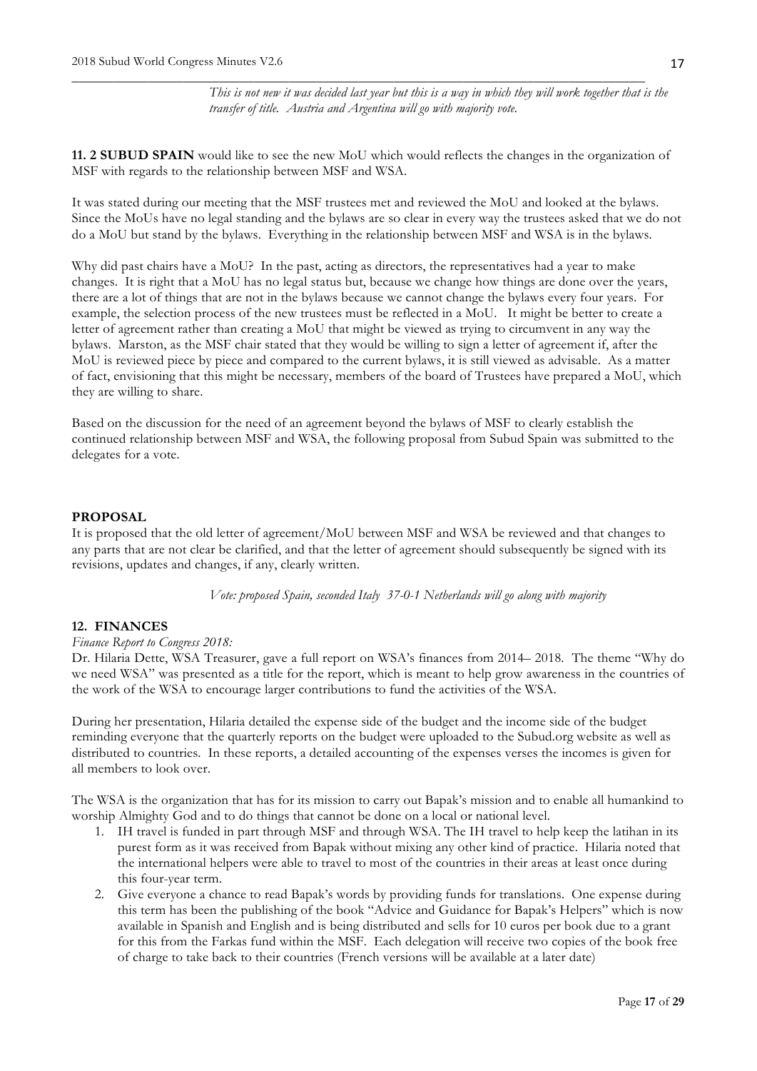*This is not new it was decided last year but this is a way in which they will work together that is the transfer of title. Austria and Argentina will go with majority vote.*

**11. 2 SUBUD SPAIN** would like to see the new MoU which would reflects the changes in the organization of MSF with regards to the relationship between MSF and WSA.

It was stated during our meeting that the MSF trustees met and reviewed the MoU and looked at the bylaws. Since the MoUs have no legal standing and the bylaws are so clear in every way the trustees asked that we do not do a MoU but stand by the bylaws. Everything in the relationship between MSF and WSA is in the bylaws.

Why did past chairs have a MoU? In the past, acting as directors, the representatives had a year to make changes. It is right that a MoU has no legal status but, because we change how things are done over the years, there are a lot of things that are not in the bylaws because we cannot change the bylaws every four years. For example, the selection process of the new trustees must be reflected in a MoU. It might be better to create a letter of agreement rather than creating a MoU that might be viewed as trying to circumvent in any way the bylaws. Marston, as the MSF chair stated that they would be willing to sign a letter of agreement if, after the MoU is reviewed piece by piece and compared to the current bylaws, it is still viewed as advisable. As a matter of fact, envisioning that this might be necessary, members of the board of Trustees have prepared a MoU, which they are willing to share.

Based on the discussion for the need of an agreement beyond the bylaws of MSF to clearly establish the continued relationship between MSF and WSA, the following proposal from Subud Spain was submitted to the delegates for a vote.

**PROPOSAL**

It is proposed that the old letter of agreement/MoU between MSF and WSA be reviewed and that changes to any parts that are not clear be clarified, and that the letter of agreement should subsequently be signed with its revisions, updates and changes, if any, clearly written.

*Vote: proposed Spain, seconded Italy 37-0-1 Netherlands will go along with majority*

**12. FINANCES**

*Finance Report to Congress 2018:*

Dr. Hilaria Dette, WSA Treasurer, gave a full report on WSA's finances from 2014– 2018. The theme "Why do we need WSA" was presented as a title for the report, which is meant to help grow awareness in the countries of the work of the WSA to encourage larger contributions to fund the activities of the WSA.

During her presentation, Hilaria detailed the expense side of the budget and the income side of the budget reminding everyone that the quarterly reports on the budget were uploaded to the Subud.org website as well as distributed to countries. In these reports, a detailed accounting of the expenses verses the incomes is given for all members to look over.

The WSA is the organization that has for its mission to carry out Bapak's mission and to enable all humankind to worship Almighty God and to do things that cannot be done on a local or national level.

1. IH travel is funded in part through MSF and through WSA. The IH travel to help keep the latihan in its purest form as it was received from Bapak without mixing any other kind of practice. Hilaria noted that the international helpers were able to travel to most of the countries in their areas at least once during this four-year term.
2. Give everyone a chance to read Bapak's words by providing funds for translations. One expense during this term has been the publishing of the book "Advice and Guidance for Bapak's Helpers" which is now available in Spanish and English and is being distributed and sells for 10 euros per book due to a grant for this from the Farkas fund within the MSF. Each delegation will receive two copies of the book free of charge to take back to their countries (French versions will be available at a later date)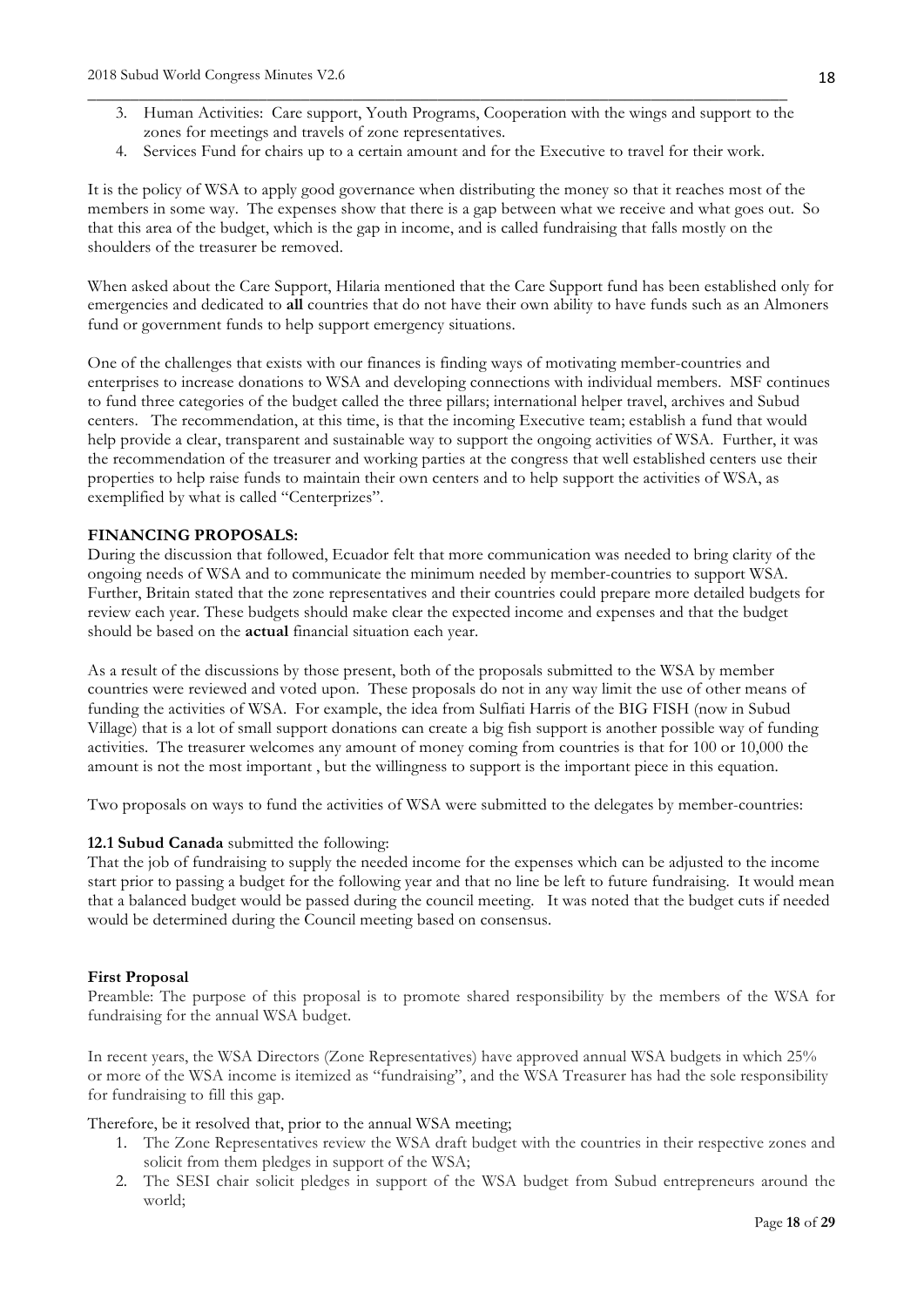3. Human Activities: Care support, Youth Programs, Cooperation with the wings and support to the zones for meetings and travels of zone representatives.
4. Services Fund for chairs up to a certain amount and for the Executive to travel for their work.

It is the policy of WSA to apply good governance when distributing the money so that it reaches most of the members in some way. The expenses show that there is a gap between what we receive and what goes out. So that this area of the budget, which is the gap in income, and is called fundraising that falls mostly on the shoulders of the treasurer be removed.

When asked about the Care Support, Hilaria mentioned that the Care Support fund has been established only for emergencies and dedicated to **all** countries that do not have their own ability to have funds such as an Almoners fund or government funds to help support emergency situations.

One of the challenges that exists with our finances is finding ways of motivating member-countries and enterprises to increase donations to WSA and developing connections with individual members. MSF continues to fund three categories of the budget called the three pillars; international helper travel, archives and Subud centers. The recommendation, at this time, is that the incoming Executive team; establish a fund that would help provide a clear, transparent and sustainable way to support the ongoing activities of WSA. Further, it was the recommendation of the treasurer and working parties at the congress that well established centers use their properties to help raise funds to maintain their own centers and to help support the activities of WSA, as exemplified by what is called "Centerprizes".

**FINANCING PROPOSALS:**

During the discussion that followed, Ecuador felt that more communication was needed to bring clarity of the ongoing needs of WSA and to communicate the minimum needed by member-countries to support WSA. Further, Britain stated that the zone representatives and their countries could prepare more detailed budgets for review each year. These budgets should make clear the expected income and expenses and that the budget should be based on the **actual** financial situation each year.

As a result of the discussions by those present, both of the proposals submitted to the WSA by member countries were reviewed and voted upon. These proposals do not in any way limit the use of other means of funding the activities of WSA. For example, the idea from Sulfiati Harris of the BIG FISH (now in Subud Village) that is a lot of small support donations can create a big fish support is another possible way of funding activities. The treasurer welcomes any amount of money coming from countries is that for 100 or 10,000 the amount is not the most important , but the willingness to support is the important piece in this equation.

Two proposals on ways to fund the activities of WSA were submitted to the delegates by member-countries:

**12.1 Subud Canada** submitted the following:

That the job of fundraising to supply the needed income for the expenses which can be adjusted to the income start prior to passing a budget for the following year and that no line be left to future fundraising. It would mean that a balanced budget would be passed during the council meeting. It was noted that the budget cuts if needed would be determined during the Council meeting based on consensus.

**First Proposal**

Preamble: The purpose of this proposal is to promote shared responsibility by the members of the WSA for fundraising for the annual WSA budget.

In recent years, the WSA Directors (Zone Representatives) have approved annual WSA budgets in which 25% or more of the WSA income is itemized as "fundraising", and the WSA Treasurer has had the sole responsibility for fundraising to fill this gap.

Therefore, be it resolved that, prior to the annual WSA meeting;

1. The Zone Representatives review the WSA draft budget with the countries in their respective zones and solicit from them pledges in support of the WSA;
2. The SESI chair solicit pledges in support of the WSA budget from Subud entrepreneurs around the world;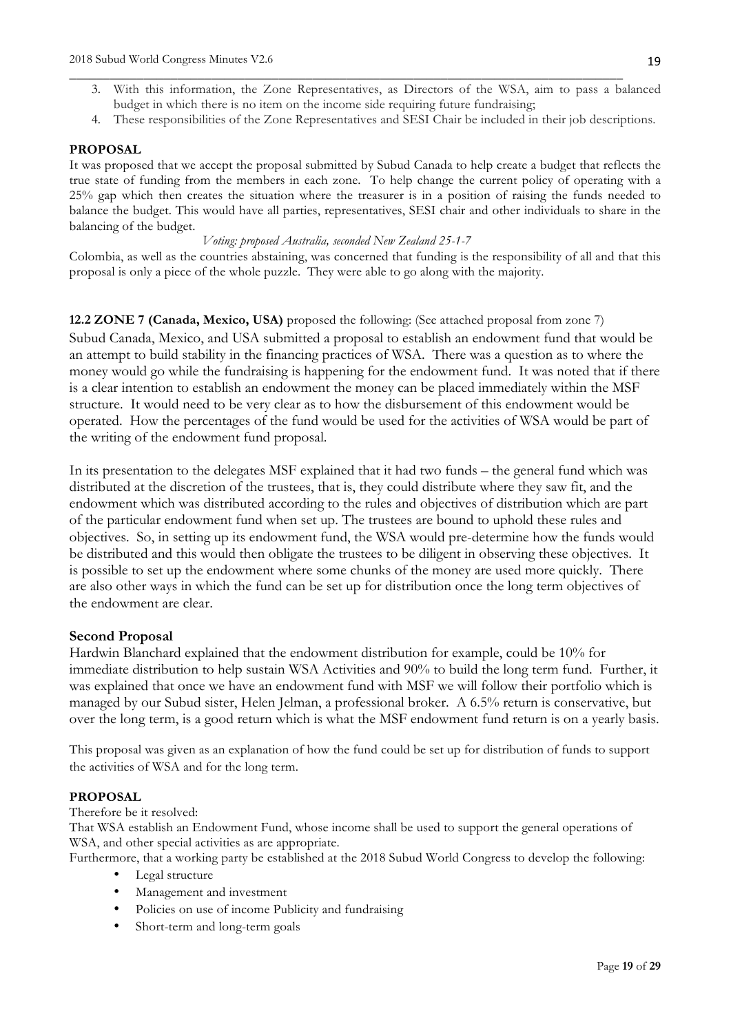3. With this information, the Zone Representatives, as Directors of the WSA, aim to pass a balanced budget in which there is no item on the income side requiring future fundraising;
4. These responsibilities of the Zone Representatives and SESI Chair be included in their job descriptions.

**PROPOSAL**

It was proposed that we accept the proposal submitted by Subud Canada to help create a budget that reflects the true state of funding from the members in each zone. To help change the current policy of operating with a 25% gap which then creates the situation where the treasurer is in a position of raising the funds needed to balance the budget. This would have all parties, representatives, SESI chair and other individuals to share in the balancing of the budget.

*Voting: proposed Australia, seconded New Zealand 25-1-7*

Colombia, as well as the countries abstaining, was concerned that funding is the responsibility of all and that this proposal is only a piece of the whole puzzle. They were able to go along with the majority.

**12.2 ZONE 7 (Canada, Mexico, USA)** proposed the following: (See attached proposal from zone 7)

Subud Canada, Mexico, and USA submitted a proposal to establish an endowment fund that would be an attempt to build stability in the financing practices of WSA. There was a question as to where the money would go while the fundraising is happening for the endowment fund. It was noted that if there is a clear intention to establish an endowment the money can be placed immediately within the MSF structure. It would need to be very clear as to how the disbursement of this endowment would be operated. How the percentages of the fund would be used for the activities of WSA would be part of the writing of the endowment fund proposal.

In its presentation to the delegates MSF explained that it had two funds – the general fund which was distributed at the discretion of the trustees, that is, they could distribute where they saw fit, and the endowment which was distributed according to the rules and objectives of distribution which are part of the particular endowment fund when set up. The trustees are bound to uphold these rules and objectives. So, in setting up its endowment fund, the WSA would pre-determine how the funds would be distributed and this would then obligate the trustees to be diligent in observing these objectives. It is possible to set up the endowment where some chunks of the money are used more quickly. There are also other ways in which the fund can be set up for distribution once the long term objectives of the endowment are clear.

**Second Proposal**

Hardwin Blanchard explained that the endowment distribution for example, could be 10% for immediate distribution to help sustain WSA Activities and 90% to build the long term fund. Further, it was explained that once we have an endowment fund with MSF we will follow their portfolio which is managed by our Subud sister, Helen Jelman, a professional broker. A 6.5% return is conservative, but over the long term, is a good return which is what the MSF endowment fund return is on a yearly basis.

This proposal was given as an explanation of how the fund could be set up for distribution of funds to support the activities of WSA and for the long term.

**PROPOSAL**

Therefore be it resolved:

That WSA establish an Endowment Fund, whose income shall be used to support the general operations of WSA, and other special activities as are appropriate.

Furthermore, that a working party be established at the 2018 Subud World Congress to develop the following:

- Legal structure
- Management and investment
- Policies on use of income Publicity and fundraising
- Short-term and long-term goals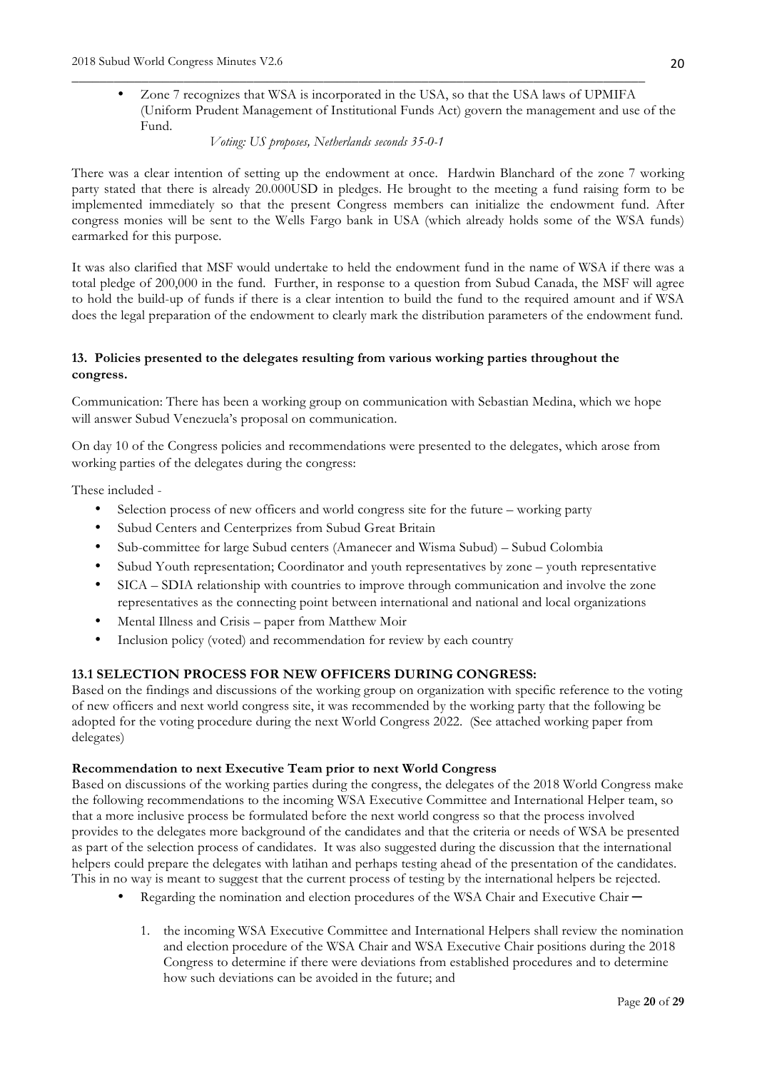- Zone 7 recognizes that WSA is incorporated in the USA, so that the USA laws of UPMIFA (Uniform Prudent Management of Institutional Funds Act) govern the management and use of the Fund.

  *Voting: US proposes, Netherlands seconds 35-0-1*

There was a clear intention of setting up the endowment at once. Hardwin Blanchard of the zone 7 working party stated that there is already 20.000USD in pledges. He brought to the meeting a fund raising form to be implemented immediately so that the present Congress members can initialize the endowment fund. After congress monies will be sent to the Wells Fargo bank in USA (which already holds some of the WSA funds) earmarked for this purpose.

It was also clarified that MSF would undertake to held the endowment fund in the name of WSA if there was a total pledge of 200,000 in the fund. Further, in response to a question from Subud Canada, the MSF will agree to hold the build-up of funds if there is a clear intention to build the fund to the required amount and if WSA does the legal preparation of the endowment to clearly mark the distribution parameters of the endowment fund.

### 13. Policies presented to the delegates resulting from various working parties throughout the congress.

Communication: There has been a working group on communication with Sebastian Medina, which we hope will answer Subud Venezuela's proposal on communication.

On day 10 of the Congress policies and recommendations were presented to the delegates, which arose from working parties of the delegates during the congress:

These included -

- Selection process of new officers and world congress site for the future – working party
- Subud Centers and Centerprizes from Subud Great Britain
- Sub-committee for large Subud centers (Amanecer and Wisma Subud) – Subud Colombia
- Subud Youth representation; Coordinator and youth representatives by zone – youth representative
- SICA – SDIA relationship with countries to improve through communication and involve the zone representatives as the connecting point between international and national and local organizations
- Mental Illness and Crisis – paper from Matthew Moir
- Inclusion policy (voted) and recommendation for review by each country

### 13.1 SELECTION PROCESS FOR NEW OFFICERS DURING CONGRESS:

Based on the findings and discussions of the working group on organization with specific reference to the voting of new officers and next world congress site, it was recommended by the working party that the following be adopted for the voting procedure during the next World Congress 2022. (See attached working paper from delegates)

**Recommendation to next Executive Team prior to next World Congress**

Based on discussions of the working parties during the congress, the delegates of the 2018 World Congress make the following recommendations to the incoming WSA Executive Committee and International Helper team, so that a more inclusive process be formulated before the next world congress so that the process involved provides to the delegates more background of the candidates and that the criteria or needs of WSA be presented as part of the selection process of candidates. It was also suggested during the discussion that the international helpers could prepare the delegates with latihan and perhaps testing ahead of the presentation of the candidates. This in no way is meant to suggest that the current process of testing by the international helpers be rejected.

- Regarding the nomination and election procedures of the WSA Chair and Executive Chair —

  1. the incoming WSA Executive Committee and International Helpers shall review the nomination and election procedure of the WSA Chair and WSA Executive Chair positions during the 2018 Congress to determine if there were deviations from established procedures and to determine how such deviations can be avoided in the future; and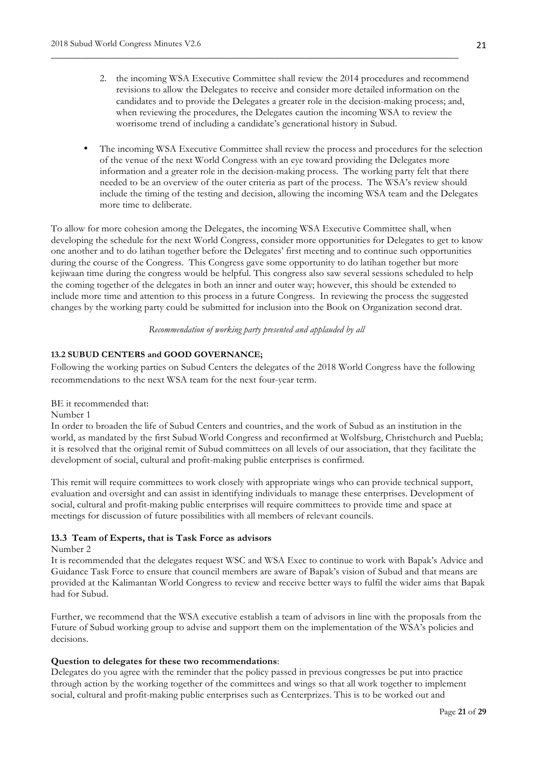2. the incoming WSA Executive Committee shall review the 2014 procedures and recommend revisions to allow the Delegates to receive and consider more detailed information on the candidates and to provide the Delegates a greater role in the decision-making process; and, when reviewing the procedures, the Delegates caution the incoming WSA to review the worrisome trend of including a candidate's generational history in Subud.

- The incoming WSA Executive Committee shall review the process and procedures for the selection of the venue of the next World Congress with an eye toward providing the Delegates more information and a greater role in the decision-making process. The working party felt that there needed to be an overview of the outer criteria as part of the process. The WSA's review should include the timing of the testing and decision, allowing the incoming WSA team and the Delegates more time to deliberate.

To allow for more cohesion among the Delegates, the incoming WSA Executive Committee shall, when developing the schedule for the next World Congress, consider more opportunities for Delegates to get to know one another and to do latihan together before the Delegates' first meeting and to continue such opportunities during the course of the Congress. This Congress gave some opportunity to do latihan together but more kejiwaan time during the congress would be helpful. This congress also saw several sessions scheduled to help the coming together of the delegates in both an inner and outer way; however, this should be extended to include more time and attention to this process in a future Congress. In reviewing the process the suggested changes by the working party could be submitted for inclusion into the Book on Organization second drat.

*Recommendation of working party presented and applauded by all*

**13.2 SUBUD CENTERS and GOOD GOVERNANCE;**

Following the working parties on Subud Centers the delegates of the 2018 World Congress have the following recommendations to the next WSA team for the next four-year term.

BE it recommended that:

Number 1

In order to broaden the life of Subud Centers and countries, and the work of Subud as an institution in the world, as mandated by the first Subud World Congress and reconfirmed at Wolfsburg, Christchurch and Puebla; it is resolved that the original remit of Subud committees on all levels of our association, that they facilitate the development of social, cultural and profit-making public enterprises is confirmed.

This remit will require committees to work closely with appropriate wings who can provide technical support, evaluation and oversight and can assist in identifying individuals to manage these enterprises. Development of social, cultural and profit-making public enterprises will require committees to provide time and space at meetings for discussion of future possibilities with all members of relevant councils.

**13.3 Team of Experts, that is Task Force as advisors**

Number 2

It is recommended that the delegates request WSC and WSA Exec to continue to work with Bapak's Advice and Guidance Task Force to ensure that council members are aware of Bapak's vision of Subud and that means are provided at the Kalimantan World Congress to review and receive better ways to fulfil the wider aims that Bapak had for Subud.

Further, we recommend that the WSA executive establish a team of advisors in line with the proposals from the Future of Subud working group to advise and support them on the implementation of the WSA's policies and decisions.

**Question to delegates for these two recommendations**:

Delegates do you agree with the reminder that the policy passed in previous congresses be put into practice through action by the working together of the committees and wings so that all work together to implement social, cultural and profit-making public enterprises such as Centerprizes. This is to be worked out and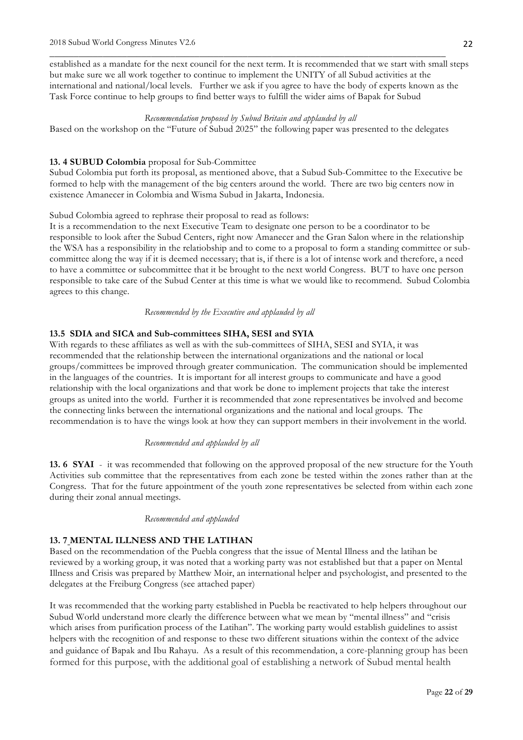established as a mandate for the next council for the next term. It is recommended that we start with small steps but make sure we all work together to continue to implement the UNITY of all Subud activities at the international and national/local levels. Further we ask if you agree to have the body of experts known as the Task Force continue to help groups to find better ways to fulfill the wider aims of Bapak for Subud

*Recommendation proposed by Subud Britain and applauded by all*

Based on the workshop on the "Future of Subud 2025" the following paper was presented to the delegates

**13. 4 SUBUD Colombia** proposal for Sub-Committee

Subud Colombia put forth its proposal, as mentioned above, that a Subud Sub-Committee to the Executive be formed to help with the management of the big centers around the world. There are two big centers now in existence Amanecer in Colombia and Wisma Subud in Jakarta, Indonesia.

Subud Colombia agreed to rephrase their proposal to read as follows:

It is a recommendation to the next Executive Team to designate one person to be a coordinator to be responsible to look after the Subud Centers, right now Amanecer and the Gran Salon where in the relationship the WSA has a responsibility in the relatiobship and to come to a proposal to form a standing committee or sub-committee along the way if it is deemed necessary; that is, if there is a lot of intense work and therefore, a need to have a committee or subcommittee that it be brought to the next world Congress. BUT to have one person responsible to take care of the Subud Center at this time is what we would like to recommend. Subud Colombia agrees to this change.

*Recommended by the Executive and applauded by all*

**13.5 SDIA and SICA and Sub-committees SIHA, SESI and SYIA**

With regards to these affiliates as well as with the sub-committees of SIHA, SESI and SYIA, it was recommended that the relationship between the international organizations and the national or local groups/committees be improved through greater communication. The communication should be implemented in the languages of the countries. It is important for all interest groups to communicate and have a good relationship with the local organizations and that work be done to implement projects that take the interest groups as united into the world. Further it is recommended that zone representatives be involved and become the connecting links between the international organizations and the national and local groups. The recommendation is to have the wings look at how they can support members in their involvement in the world.

*Recommended and applauded by all*

**13. 6 SYAI** - it was recommended that following on the approved proposal of the new structure for the Youth Activities sub committee that the representatives from each zone be tested within the zones rather than at the Congress. That for the future appointment of the youth zone representatives be selected from within each zone during their zonal annual meetings.

*Recommended and applauded*

**13. 7 MENTAL ILLNESS AND THE LATIHAN**

Based on the recommendation of the Puebla congress that the issue of Mental Illness and the latihan be reviewed by a working group, it was noted that a working party was not established but that a paper on Mental Illness and Crisis was prepared by Matthew Moir, an international helper and psychologist, and presented to the delegates at the Freiburg Congress (see attached paper)

It was recommended that the working party established in Puebla be reactivated to help helpers throughout our Subud World understand more clearly the difference between what we mean by "mental illness" and "crisis which arises from purification process of the Latihan". The working party would establish guidelines to assist helpers with the recognition of and response to these two different situations within the context of the advice and guidance of Bapak and Ibu Rahayu. As a result of this recommendation, a core-planning group has been formed for this purpose, with the additional goal of establishing a network of Subud mental health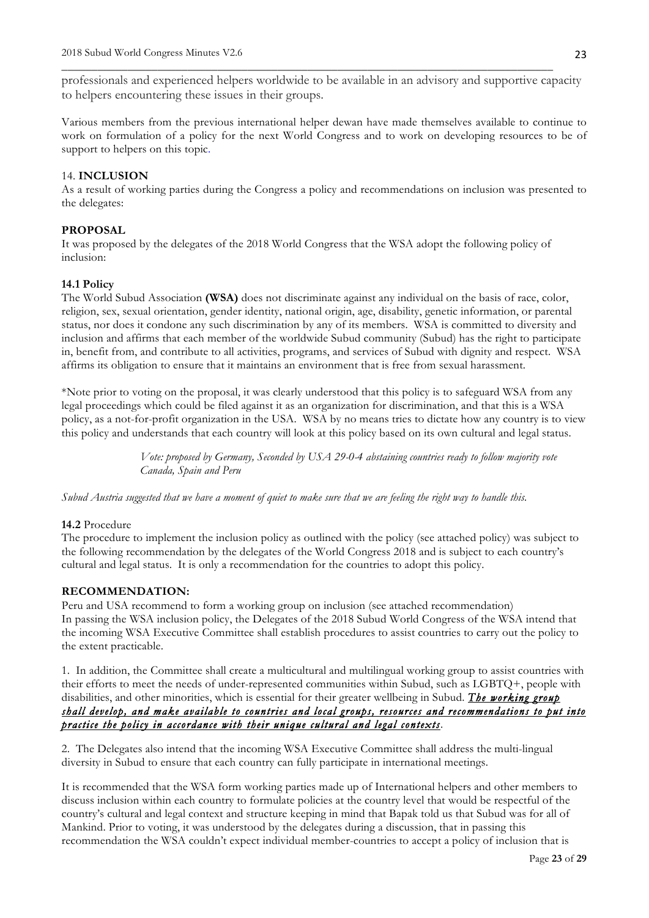professionals and experienced helpers worldwide to be available in an advisory and supportive capacity to helpers encountering these issues in their groups.

Various members from the previous international helper dewan have made themselves available to continue to work on formulation of a policy for the next World Congress and to work on developing resources to be of support to helpers on this topic.

## 14. **INCLUSION**

As a result of working parties during the Congress a policy and recommendations on inclusion was presented to the delegates:

**PROPOSAL**

It was proposed by the delegates of the 2018 World Congress that the WSA adopt the following policy of inclusion:

### 14.1 Policy

The World Subud Association **(WSA)** does not discriminate against any individual on the basis of race, color, religion, sex, sexual orientation, gender identity, national origin, age, disability, genetic information, or parental status, nor does it condone any such discrimination by any of its members. WSA is committed to diversity and inclusion and affirms that each member of the worldwide Subud community (Subud) has the right to participate in, benefit from, and contribute to all activities, programs, and services of Subud with dignity and respect. WSA affirms its obligation to ensure that it maintains an environment that is free from sexual harassment.

*Note prior to voting on the proposal, it was clearly understood that this policy is to safeguard WSA from any legal proceedings which could be filed against it as an organization for discrimination, and that this is a WSA policy, as a not-for-profit organization in the USA. WSA by no means tries to dictate how any country is to view this policy and understands that each country will look at this policy based on its own cultural and legal status.

> *Vote: proposed by Germany, Seconded by USA 29-0-4 abstaining countries ready to follow majority vote Canada, Spain and Peru*

*Subud Austria suggested that we have a moment of quiet to make sure that we are feeling the right way to handle this.*

### **14.2** Procedure

The procedure to implement the inclusion policy as outlined with the policy (see attached policy) was subject to the following recommendation by the delegates of the World Congress 2018 and is subject to each country's cultural and legal status. It is only a recommendation for the countries to adopt this policy.

**RECOMMENDATION:**

Peru and USA recommend to form a working group on inclusion (see attached recommendation)
In passing the WSA inclusion policy, the Delegates of the 2018 Subud World Congress of the WSA intend that the incoming WSA Executive Committee shall establish procedures to assist countries to carry out the policy to the extent practicable.

1. In addition, the Committee shall create a multicultural and multilingual working group to assist countries with their efforts to meet the needs of under-represented communities within Subud, such as LGBTQ+, people with disabilities, and other minorities, which is essential for their greater wellbeing in Subud. ***The working group shall develop, and make available to countries and local groups, resources and recommendations to put into practice the policy in accordance with their unique cultural and legal contexts***.

2. The Delegates also intend that the incoming WSA Executive Committee shall address the multi-lingual diversity in Subud to ensure that each country can fully participate in international meetings.

It is recommended that the WSA form working parties made up of International helpers and other members to discuss inclusion within each country to formulate policies at the country level that would be respectful of the country's cultural and legal context and structure keeping in mind that Bapak told us that Subud was for all of Mankind. Prior to voting, it was understood by the delegates during a discussion, that in passing this recommendation the WSA couldn't expect individual member-countries to accept a policy of inclusion that is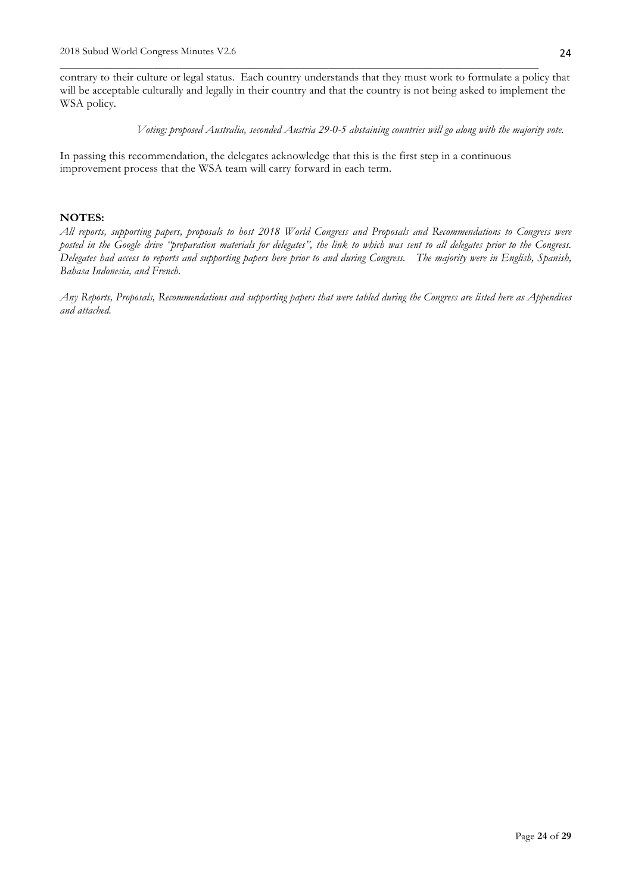contrary to their culture or legal status. Each country understands that they must work to formulate a policy that will be acceptable culturally and legally in their country and that the country is not being asked to implement the WSA policy.

*Voting: proposed Australia, seconded Austria 29-0-5 abstaining countries will go along with the majority vote.*

In passing this recommendation, the delegates acknowledge that this is the first step in a continuous improvement process that the WSA team will carry forward in each term.

**NOTES:**

*All reports, supporting papers, proposals to host 2018 World Congress and Proposals and Recommendations to Congress were posted in the Google drive "preparation materials for delegates", the link to which was sent to all delegates prior to the Congress. Delegates had access to reports and supporting papers here prior to and during Congress. The majority were in English, Spanish, Bahasa Indonesia, and French.*

*Any Reports, Proposals, Recommendations and supporting papers that were tabled during the Congress are listed here as Appendices and attached.*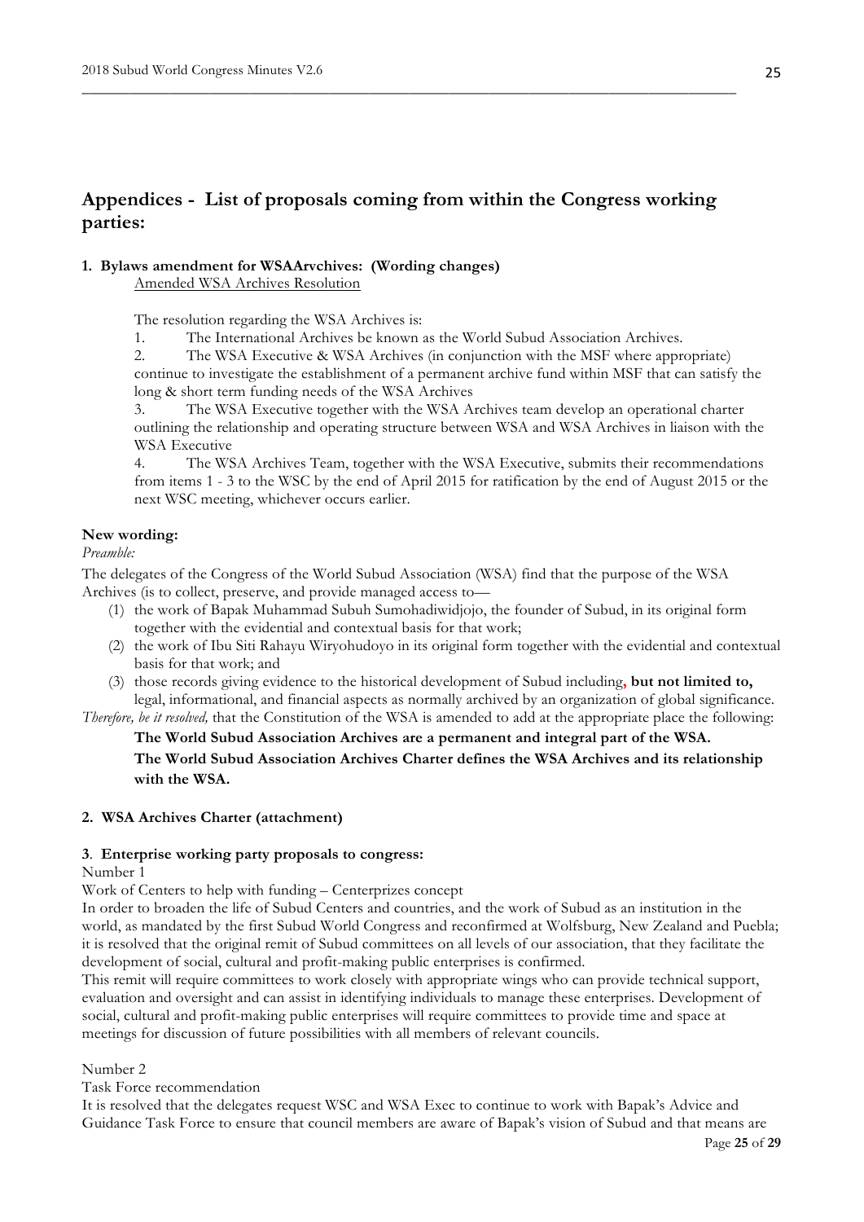# Appendices - List of proposals coming from within the Congress working parties:

### 1. Bylaws amendment for WSAArvchives: (Wording changes)

Amended WSA Archives Resolution

The resolution regarding the WSA Archives is:

1. The International Archives be known as the World Subud Association Archives.
2. The WSA Executive & WSA Archives (in conjunction with the MSF where appropriate) continue to investigate the establishment of a permanent archive fund within MSF that can satisfy the long & short term funding needs of the WSA Archives
3. The WSA Executive together with the WSA Archives team develop an operational charter outlining the relationship and operating structure between WSA and WSA Archives in liaison with the WSA Executive
4. The WSA Archives Team, together with the WSA Executive, submits their recommendations from items 1 - 3 to the WSC by the end of April 2015 for ratification by the end of August 2015 or the next WSC meeting, whichever occurs earlier.

**New wording:**

*Preamble:*

The delegates of the Congress of the World Subud Association (WSA) find that the purpose of the WSA Archives (is to collect, preserve, and provide managed access to—

(1) the work of Bapak Muhammad Subuh Sumohadiwidjojo, the founder of Subud, in its original form together with the evidential and contextual basis for that work;
(2) the work of Ibu Siti Rahayu Wiryohudoyo in its original form together with the evidential and contextual basis for that work; and
(3) those records giving evidence to the historical development of Subud including**, but not limited to,** legal, informational, and financial aspects as normally archived by an organization of global significance.

*Therefore, be it resolved,* that the Constitution of the WSA is amended to add at the appropriate place the following:

**The World Subud Association Archives are a permanent and integral part of the WSA.**
**The World Subud Association Archives Charter defines the WSA Archives and its relationship with the WSA.**

### 2. WSA Archives Charter (attachment)

### 3. Enterprise working party proposals to congress:

Number 1

Work of Centers to help with funding – Centerprizes concept

In order to broaden the life of Subud Centers and countries, and the work of Subud as an institution in the world, as mandated by the first Subud World Congress and reconfirmed at Wolfsburg, New Zealand and Puebla; it is resolved that the original remit of Subud committees on all levels of our association, that they facilitate the development of social, cultural and profit-making public enterprises is confirmed.

This remit will require committees to work closely with appropriate wings who can provide technical support, evaluation and oversight and can assist in identifying individuals to manage these enterprises. Development of social, cultural and profit-making public enterprises will require committees to provide time and space at meetings for discussion of future possibilities with all members of relevant councils.

Number 2

Task Force recommendation

It is resolved that the delegates request WSC and WSA Exec to continue to work with Bapak's Advice and Guidance Task Force to ensure that council members are aware of Bapak's vision of Subud and that means are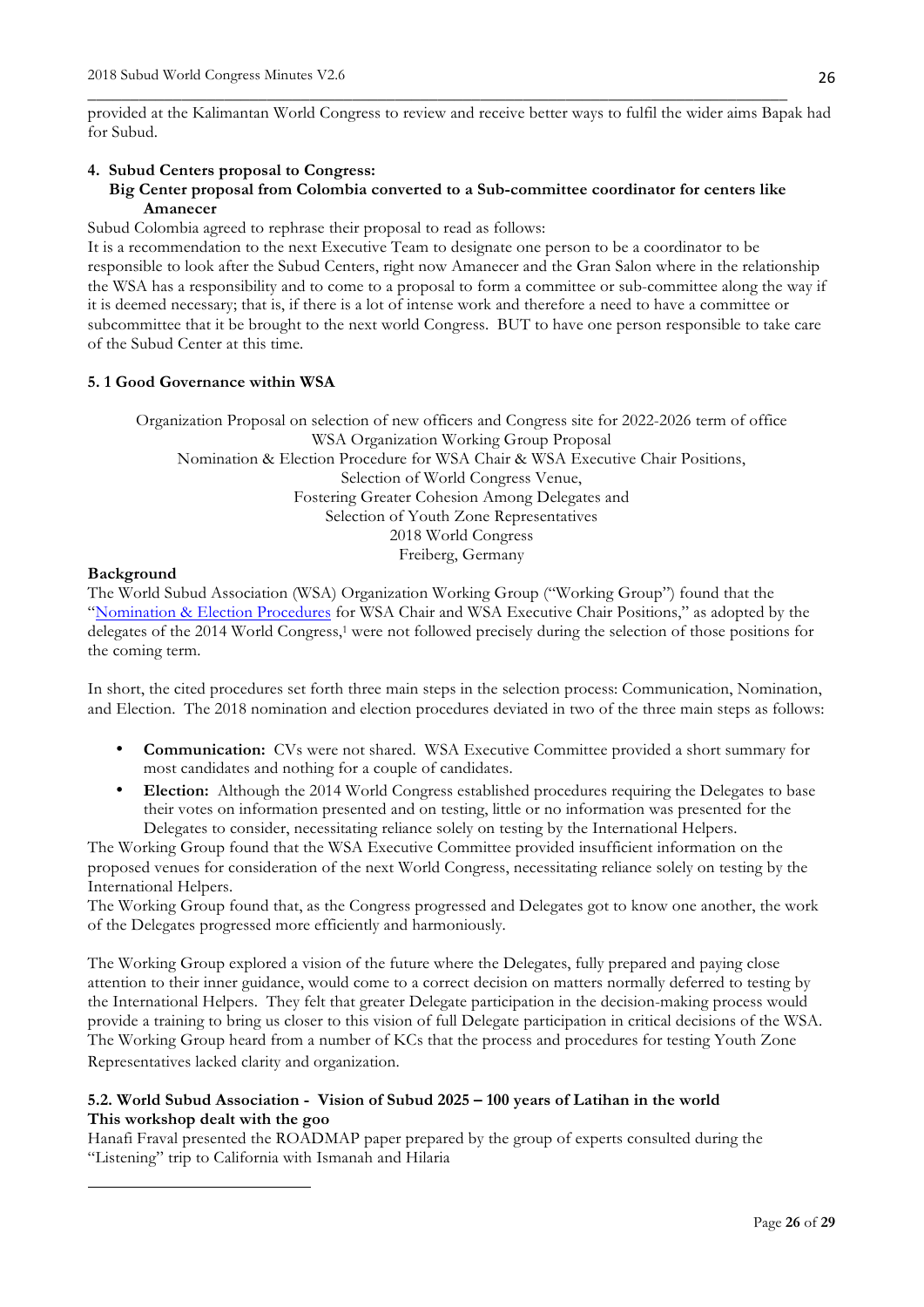provided at the Kalimantan World Congress to review and receive better ways to fulfil the wider aims Bapak had for Subud.

### 4. Subud Centers proposal to Congress:

**Big Center proposal from Colombia converted to a Sub-committee coordinator for centers like Amanecer**

Subud Colombia agreed to rephrase their proposal to read as follows:

It is a recommendation to the next Executive Team to designate one person to be a coordinator to be responsible to look after the Subud Centers, right now Amanecer and the Gran Salon where in the relationship the WSA has a responsibility and to come to a proposal to form a committee or sub-committee along the way if it is deemed necessary; that is, if there is a lot of intense work and therefore a need to have a committee or subcommittee that it be brought to the next world Congress. BUT to have one person responsible to take care of the Subud Center at this time.

### 5. 1 Good Governance within WSA

Organization Proposal on selection of new officers and Congress site for 2022-2026 term of office
WSA Organization Working Group Proposal
Nomination & Election Procedure for WSA Chair & WSA Executive Chair Positions,
Selection of World Congress Venue,
Fostering Greater Cohesion Among Delegates and
Selection of Youth Zone Representatives
2018 World Congress
Freiberg, Germany

**Background**

The World Subud Association (WSA) Organization Working Group ("Working Group") found that the "Nomination & Election Procedures for WSA Chair and WSA Executive Chair Positions," as adopted by the delegates of the 2014 World Congress,[1] were not followed precisely during the selection of those positions for the coming term.

In short, the cited procedures set forth three main steps in the selection process: Communication, Nomination, and Election. The 2018 nomination and election procedures deviated in two of the three main steps as follows:

- **Communication:** CVs were not shared. WSA Executive Committee provided a short summary for most candidates and nothing for a couple of candidates.
- **Election:** Although the 2014 World Congress established procedures requiring the Delegates to base their votes on information presented and on testing, little or no information was presented for the Delegates to consider, necessitating reliance solely on testing by the International Helpers.

The Working Group found that the WSA Executive Committee provided insufficient information on the proposed venues for consideration of the next World Congress, necessitating reliance solely on testing by the International Helpers.

The Working Group found that, as the Congress progressed and Delegates got to know one another, the work of the Delegates progressed more efficiently and harmoniously.

The Working Group explored a vision of the future where the Delegates, fully prepared and paying close attention to their inner guidance, would come to a correct decision on matters normally deferred to testing by the International Helpers. They felt that greater Delegate participation in the decision-making process would provide a training to bring us closer to this vision of full Delegate participation in critical decisions of the WSA. The Working Group heard from a number of KCs that the process and procedures for testing Youth Zone Representatives lacked clarity and organization.

### 5.2. World Subud Association - Vision of Subud 2025 – 100 years of Latihan in the world

**This workshop dealt with the goo**

Hanafi Fraval presented the ROADMAP paper prepared by the group of experts consulted during the "Listening" trip to California with Ismanah and Hilaria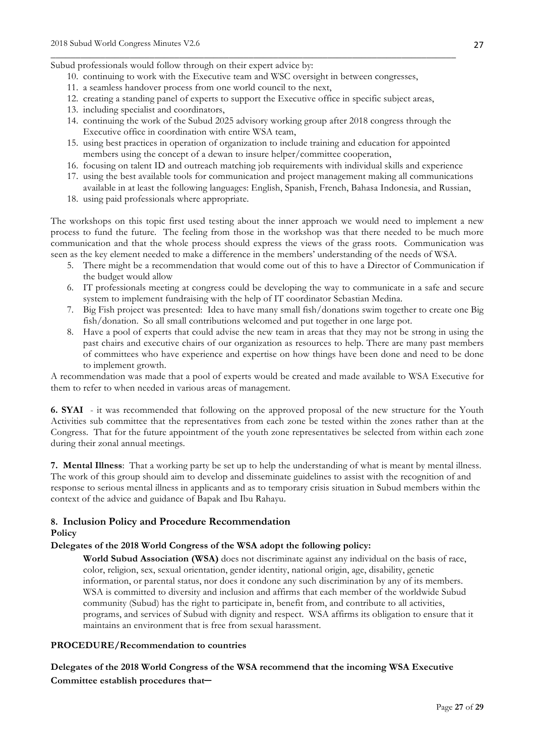Subud professionals would follow through on their expert advice by:

10. continuing to work with the Executive team and WSC oversight in between congresses,
11. a seamless handover process from one world council to the next,
12. creating a standing panel of experts to support the Executive office in specific subject areas,
13. including specialist and coordinators,
14. continuing the work of the Subud 2025 advisory working group after 2018 congress through the Executive office in coordination with entire WSA team,
15. using best practices in operation of organization to include training and education for appointed members using the concept of a dewan to insure helper/committee cooperation,
16. focusing on talent ID and outreach matching job requirements with individual skills and experience
17. using the best available tools for communication and project management making all communications available in at least the following languages: English, Spanish, French, Bahasa Indonesia, and Russian,
18. using paid professionals where appropriate.

The workshops on this topic first used testing about the inner approach we would need to implement a new process to fund the future. The feeling from those in the workshop was that there needed to be much more communication and that the whole process should express the views of the grass roots. Communication was seen as the key element needed to make a difference in the members' understanding of the needs of WSA.

5. There might be a recommendation that would come out of this to have a Director of Communication if the budget would allow
6. IT professionals meeting at congress could be developing the way to communicate in a safe and secure system to implement fundraising with the help of IT coordinator Sebastian Medina.
7. Big Fish project was presented: Idea to have many small fish/donations swim together to create one Big fish/donation. So all small contributions welcomed and put together in one large pot.
8. Have a pool of experts that could advise the new team in areas that they may not be strong in using the past chairs and executive chairs of our organization as resources to help. There are many past members of committees who have experience and expertise on how things have been done and need to be done to implement growth.

A recommendation was made that a pool of experts would be created and made available to WSA Executive for them to refer to when needed in various areas of management.

**6. SYAI** - it was recommended that following on the approved proposal of the new structure for the Youth Activities sub committee that the representatives from each zone be tested within the zones rather than at the Congress. That for the future appointment of the youth zone representatives be selected from within each zone during their zonal annual meetings.

**7. Mental Illness**: That a working party be set up to help the understanding of what is meant by mental illness. The work of this group should aim to develop and disseminate guidelines to assist with the recognition of and response to serious mental illness in applicants and as to temporary crisis situation in Subud members within the context of the advice and guidance of Bapak and Ibu Rahayu.

### 8. Inclusion Policy and Procedure Recommendation

**Policy**

**Delegates of the 2018 World Congress of the WSA adopt the following policy:**

> **World Subud Association (WSA)** does not discriminate against any individual on the basis of race, color, religion, sex, sexual orientation, gender identity, national origin, age, disability, genetic information, or parental status, nor does it condone any such discrimination by any of its members. WSA is committed to diversity and inclusion and affirms that each member of the worldwide Subud community (Subud) has the right to participate in, benefit from, and contribute to all activities, programs, and services of Subud with dignity and respect. WSA affirms its obligation to ensure that it maintains an environment that is free from sexual harassment.

**PROCEDURE/Recommendation to countries**

**Delegates of the 2018 World Congress of the WSA recommend that the incoming WSA Executive Committee establish procedures that—**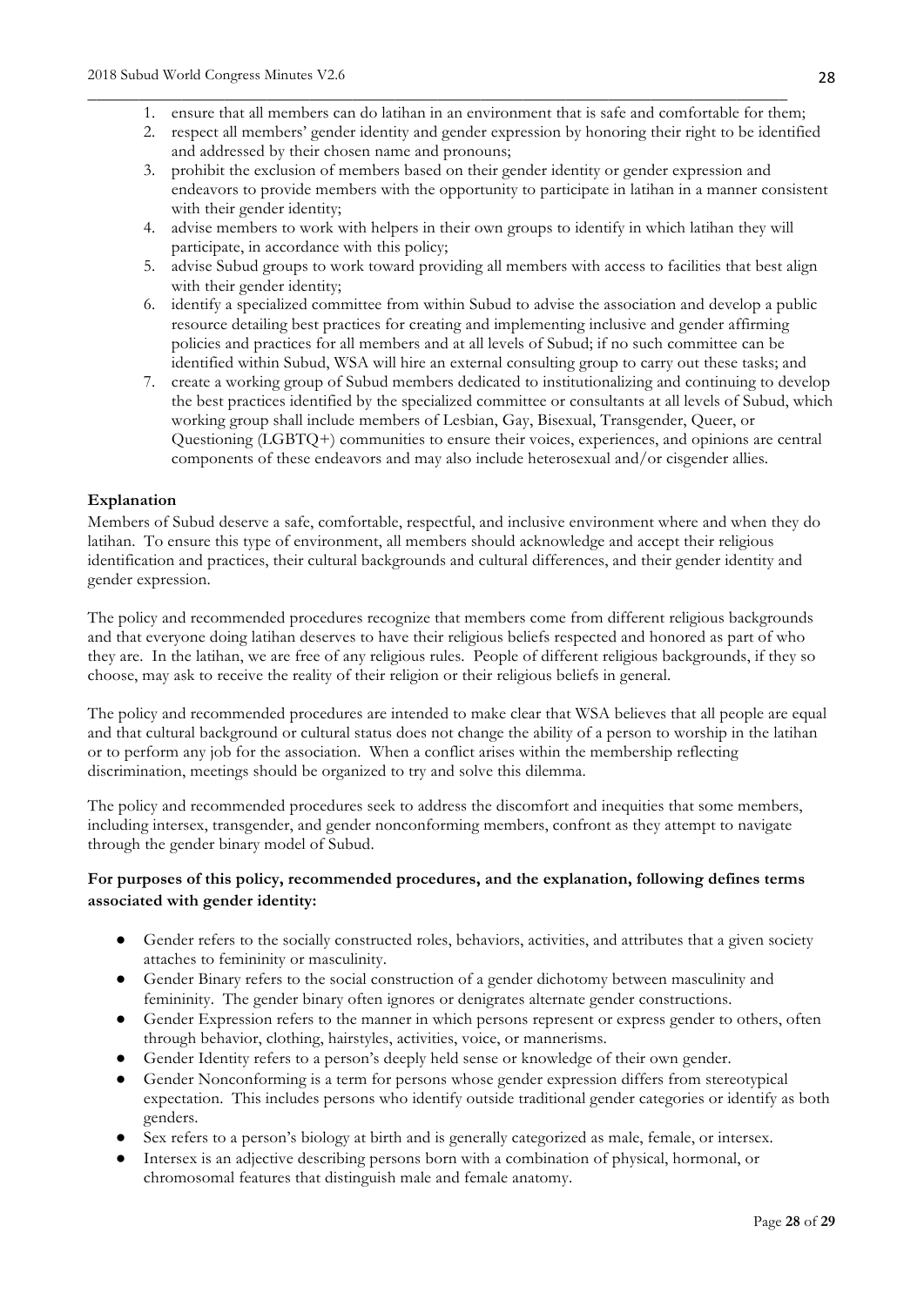1. ensure that all members can do latihan in an environment that is safe and comfortable for them;
2. respect all members' gender identity and gender expression by honoring their right to be identified and addressed by their chosen name and pronouns;
3. prohibit the exclusion of members based on their gender identity or gender expression and endeavors to provide members with the opportunity to participate in latihan in a manner consistent with their gender identity;
4. advise members to work with helpers in their own groups to identify in which latihan they will participate, in accordance with this policy;
5. advise Subud groups to work toward providing all members with access to facilities that best align with their gender identity;
6. identify a specialized committee from within Subud to advise the association and develop a public resource detailing best practices for creating and implementing inclusive and gender affirming policies and practices for all members and at all levels of Subud; if no such committee can be identified within Subud, WSA will hire an external consulting group to carry out these tasks; and
7. create a working group of Subud members dedicated to institutionalizing and continuing to develop the best practices identified by the specialized committee or consultants at all levels of Subud, which working group shall include members of Lesbian, Gay, Bisexual, Transgender, Queer, or Questioning (LGBTQ+) communities to ensure their voices, experiences, and opinions are central components of these endeavors and may also include heterosexual and/or cisgender allies.

**Explanation**

Members of Subud deserve a safe, comfortable, respectful, and inclusive environment where and when they do latihan. To ensure this type of environment, all members should acknowledge and accept their religious identification and practices, their cultural backgrounds and cultural differences, and their gender identity and gender expression.

The policy and recommended procedures recognize that members come from different religious backgrounds and that everyone doing latihan deserves to have their religious beliefs respected and honored as part of who they are. In the latihan, we are free of any religious rules. People of different religious backgrounds, if they so choose, may ask to receive the reality of their religion or their religious beliefs in general.

The policy and recommended procedures are intended to make clear that WSA believes that all people are equal and that cultural background or cultural status does not change the ability of a person to worship in the latihan or to perform any job for the association. When a conflict arises within the membership reflecting discrimination, meetings should be organized to try and solve this dilemma.

The policy and recommended procedures seek to address the discomfort and inequities that some members, including intersex, transgender, and gender nonconforming members, confront as they attempt to navigate through the gender binary model of Subud.

**For purposes of this policy, recommended procedures, and the explanation, following defines terms associated with gender identity:**

- Gender refers to the socially constructed roles, behaviors, activities, and attributes that a given society attaches to femininity or masculinity.
- Gender Binary refers to the social construction of a gender dichotomy between masculinity and femininity. The gender binary often ignores or denigrates alternate gender constructions.
- Gender Expression refers to the manner in which persons represent or express gender to others, often through behavior, clothing, hairstyles, activities, voice, or mannerisms.
- Gender Identity refers to a person's deeply held sense or knowledge of their own gender.
- Gender Nonconforming is a term for persons whose gender expression differs from stereotypical expectation. This includes persons who identify outside traditional gender categories or identify as both genders.
- Sex refers to a person's biology at birth and is generally categorized as male, female, or intersex.
- Intersex is an adjective describing persons born with a combination of physical, hormonal, or chromosomal features that distinguish male and female anatomy.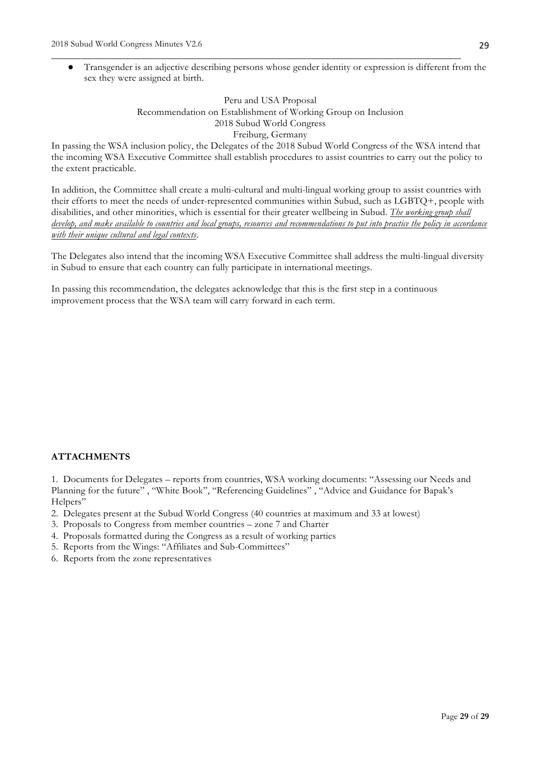- Transgender is an adjective describing persons whose gender identity or expression is different from the sex they were assigned at birth.

Peru and USA Proposal
Recommendation on Establishment of Working Group on Inclusion
2018 Subud World Congress
Freiburg, Germany

In passing the WSA inclusion policy, the Delegates of the 2018 Subud World Congress of the WSA intend that the incoming WSA Executive Committee shall establish procedures to assist countries to carry out the policy to the extent practicable.

In addition, the Committee shall create a multi-cultural and multi-lingual working group to assist countries with their efforts to meet the needs of under-represented communities within Subud, such as LGBTQ+, people with disabilities, and other minorities, which is essential for their greater wellbeing in Subud. *The working group shall develop, and make available to countries and local groups, resources and recommendations to put into practice the policy in accordance with their unique cultural and legal contexts*.

The Delegates also intend that the incoming WSA Executive Committee shall address the multi-lingual diversity in Subud to ensure that each country can fully participate in international meetings.

In passing this recommendation, the delegates acknowledge that this is the first step in a continuous improvement process that the WSA team will carry forward in each term.

**ATTACHMENTS**

1. Documents for Delegates – reports from countries, WSA working documents: "Assessing our Needs and Planning for the future" , "White Book", "Referencing Guidelines" , "Advice and Guidance for Bapak's Helpers"
2. Delegates present at the Subud World Congress (40 countries at maximum and 33 at lowest)
3. Proposals to Congress from member countries – zone 7 and Charter
4. Proposals formatted during the Congress as a result of working parties
5. Reports from the Wings: "Affiliates and Sub-Committees"
6. Reports from the zone representatives